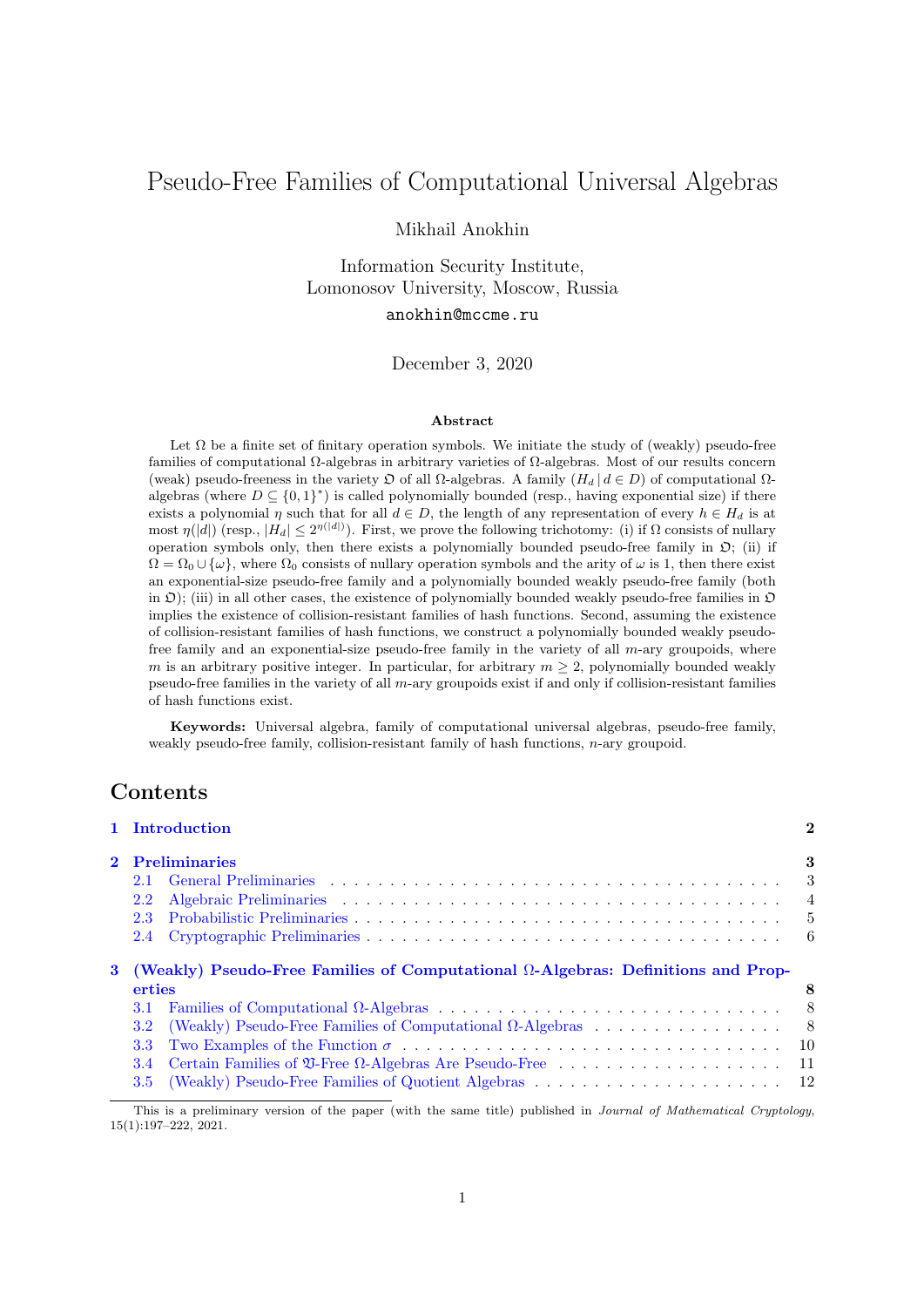# Pseudo-Free Families of Computational Universal Algebras

Mikhail Anokhin

Information Security Institute,
Lomonosov University, Moscow, Russia

anokhin@mccme.ru

December 3, 2020

### Abstract

Let $\Omega$ be a finite set of finitary operation symbols. We initiate the study of (weakly) pseudo-free families of computational $\Omega$-algebras in arbitrary varieties of $\Omega$-algebras. Most of our results concern (weak) pseudo-freeness in the variety $\mathfrak{O}$ of all $\Omega$-algebras. A family $(H_d \mid d \in D)$ of computational $\Omega$-algebras (where $D \subseteq \{0,1\}^*$) is called polynomially bounded (resp., having exponential size) if there exists a polynomial $\eta$ such that for all $d \in D$, the length of any representation of every $h \in H_d$ is at most $\eta(|d|)$ (resp., $|H_d| \le 2^{\eta(|d|)}$). First, we prove the following trichotomy: (i) if $\Omega$ consists of nullary operation symbols only, then there exists a polynomially bounded pseudo-free family in $\mathfrak{O}$; (ii) if $\Omega = \Omega_0 \cup \{\omega\}$, where $\Omega_0$ consists of nullary operation symbols and the arity of $\omega$ is 1, then there exist an exponential-size pseudo-free family and a polynomially bounded weakly pseudo-free family (both in $\mathfrak{O}$); (iii) in all other cases, the existence of polynomially bounded weakly pseudo-free families in $\mathfrak{O}$ implies the existence of collision-resistant families of hash functions. Second, assuming the existence of collision-resistant families of hash functions, we construct a polynomially bounded weakly pseudo-free family and an exponential-size pseudo-free family in the variety of all $m$-ary groupoids, where $m$ is an arbitrary positive integer. In particular, for arbitrary $m \ge 2$, polynomially bounded weakly pseudo-free families in the variety of all $m$-ary groupoids exist if and only if collision-resistant families of hash functions exist.

**Keywords:** Universal algebra, family of computational universal algebras, pseudo-free family, weakly pseudo-free family, collision-resistant family of hash functions, $n$-ary groupoid.

## Contents

**1 Introduction** — 2

**2 Preliminaries** — 3
- 2.1 General Preliminaries — 3
- 2.2 Algebraic Preliminaries — 4
- 2.3 Probabilistic Preliminaries — 5
- 2.4 Cryptographic Preliminaries — 6

**3 (Weakly) Pseudo-Free Families of Computational $\Omega$-Algebras: Definitions and Properties** — 8
- 3.1 Families of Computational $\Omega$-Algebras — 8
- 3.2 (Weakly) Pseudo-Free Families of Computational $\Omega$-Algebras — 8
- 3.3 Two Examples of the Function $\sigma$ — 10
- 3.4 Certain Families of $\mathfrak{V}$-Free $\Omega$-Algebras Are Pseudo-Free — 11
- 3.5 (Weakly) Pseudo-Free Families of Quotient Algebras — 12

This is a preliminary version of the paper (with the same title) published in *Journal of Mathematical Cryptology*, 15(1):197–222, 2021.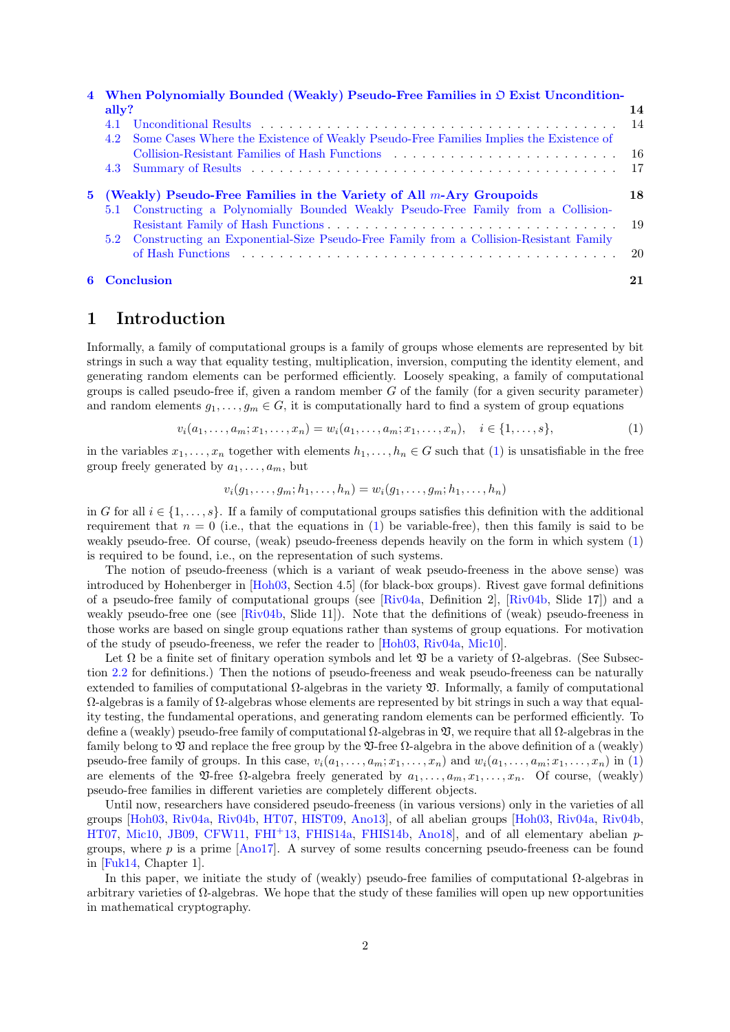**4 When Polynomially Bounded (Weakly) Pseudo-Free Families in $\mathfrak{O}$ Exist Unconditionally? 14**

- 4.1 Unconditional Results . . . 14
- 4.2 Some Cases Where the Existence of Weakly Pseudo-Free Families Implies the Existence of Collision-Resistant Families of Hash Functions . . . 16
- 4.3 Summary of Results . . . 17

**5 (Weakly) Pseudo-Free Families in the Variety of All $m$-Ary Groupoids 18**

- 5.1 Constructing a Polynomially Bounded Weakly Pseudo-Free Family from a Collision-Resistant Family of Hash Functions . . . 19
- 5.2 Constructing an Exponential-Size Pseudo-Free Family from a Collision-Resistant Family of Hash Functions . . . 20

**6 Conclusion 21**

# 1 Introduction

Informally, a family of computational groups is a family of groups whose elements are represented by bit strings in such a way that equality testing, multiplication, inversion, computing the identity element, and generating random elements can be performed efficiently. Loosely speaking, a family of computational groups is called pseudo-free if, given a random member $G$ of the family (for a given security parameter) and random elements $g_1, \ldots, g_m \in G$, it is computationally hard to find a system of group equations

$$v_i(a_1, \ldots, a_m; x_1, \ldots, x_n) = w_i(a_1, \ldots, a_m; x_1, \ldots, x_n), \quad i \in \{1, \ldots, s\}, \tag{1}$$

in the variables $x_1, \ldots, x_n$ together with elements $h_1, \ldots, h_n \in G$ such that (1) is unsatisfiable in the free group freely generated by $a_1, \ldots, a_m$, but

$$v_i(g_1, \ldots, g_m; h_1, \ldots, h_n) = w_i(g_1, \ldots, g_m; h_1, \ldots, h_n)$$

in $G$ for all $i \in \{1, \ldots, s\}$. If a family of computational groups satisfies this definition with the additional requirement that $n = 0$ (i.e., that the equations in (1) be variable-free), then this family is said to be weakly pseudo-free. Of course, (weak) pseudo-freeness depends heavily on the form in which system (1) is required to be found, i.e., on the representation of such systems.

The notion of pseudo-freeness (which is a variant of weak pseudo-freeness in the above sense) was introduced by Hohenberger in [Hoh03, Section 4.5] (for black-box groups). Rivest gave formal definitions of a pseudo-free family of computational groups (see [Riv04a, Definition 2], [Riv04b, Slide 17]) and a weakly pseudo-free one (see [Riv04b, Slide 11]). Note that the definitions of (weak) pseudo-freeness in those works are based on single group equations rather than systems of group equations. For motivation of the study of pseudo-freeness, we refer the reader to [Hoh03, Riv04a, Mic10].

Let $\Omega$ be a finite set of finitary operation symbols and let $\mathfrak{V}$ be a variety of $\Omega$-algebras. (See Subsection 2.2 for definitions.) Then the notions of pseudo-freeness and weak pseudo-freeness can be naturally extended to families of computational $\Omega$-algebras in the variety $\mathfrak{V}$. Informally, a family of computational $\Omega$-algebras is a family of $\Omega$-algebras whose elements are represented by bit strings in such a way that equality testing, the fundamental operations, and generating random elements can be performed efficiently. To define a (weakly) pseudo-free family of computational $\Omega$-algebras in $\mathfrak{V}$, we require that all $\Omega$-algebras in the family belong to $\mathfrak{V}$ and replace the free group by the $\mathfrak{V}$-free $\Omega$-algebra in the above definition of a (weakly) pseudo-free family of groups. In this case, $v_i(a_1, \ldots, a_m; x_1, \ldots, x_n)$ and $w_i(a_1, \ldots, a_m; x_1, \ldots, x_n)$ in (1) are elements of the $\mathfrak{V}$-free $\Omega$-algebra freely generated by $a_1, \ldots, a_m, x_1, \ldots, x_n$. Of course, (weakly) pseudo-free families in different varieties are completely different objects.

Until now, researchers have considered pseudo-freeness (in various versions) only in the varieties of all groups [Hoh03, Riv04a, Riv04b, HT07, HIST09, Ano13], of all abelian groups [Hoh03, Riv04a, Riv04b, HT07, Mic10, JB09, CFW11, FHI+13, FHIS14a, FHIS14b, Ano18], and of all elementary abelian $p$-groups, where $p$ is a prime [Ano17]. A survey of some results concerning pseudo-freeness can be found in [Fuk14, Chapter 1].

In this paper, we initiate the study of (weakly) pseudo-free families of computational $\Omega$-algebras in arbitrary varieties of $\Omega$-algebras. We hope that the study of these families will open up new opportunities in mathematical cryptography.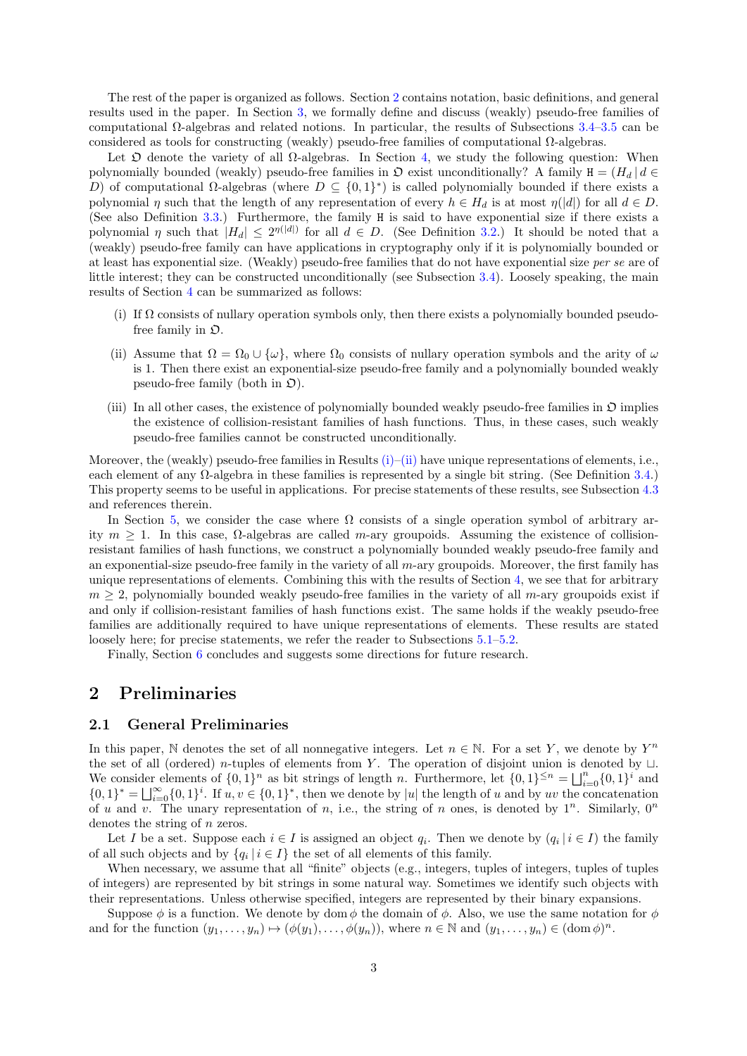The rest of the paper is organized as follows. Section 2 contains notation, basic definitions, and general results used in the paper. In Section 3, we formally define and discuss (weakly) pseudo-free families of computational Ω-algebras and related notions. In particular, the results of Subsections 3.4–3.5 can be considered as tools for constructing (weakly) pseudo-free families of computational Ω-algebras.

Let $\mathfrak{O}$ denote the variety of all Ω-algebras. In Section 4, we study the following question: When polynomially bounded (weakly) pseudo-free families in $\mathfrak{O}$ exist unconditionally? A family $\mathtt{H} = (H_d \,|\, d \in D)$ of computational Ω-algebras (where $D \subseteq \{0,1\}^*$) is called polynomially bounded if there exists a polynomial $\eta$ such that the length of any representation of every $h \in H_d$ is at most $\eta(|d|)$ for all $d \in D$. (See also Definition 3.3.) Furthermore, the family $\mathtt{H}$ is said to have exponential size if there exists a polynomial $\eta$ such that $|H_d| \le 2^{\eta(|d|)}$ for all $d \in D$. (See Definition 3.2.) It should be noted that a (weakly) pseudo-free family can have applications in cryptography only if it is polynomially bounded or at least has exponential size. (Weakly) pseudo-free families that do not have exponential size *per se* are of little interest; they can be constructed unconditionally (see Subsection 3.4). Loosely speaking, the main results of Section 4 can be summarized as follows:

(i) If Ω consists of nullary operation symbols only, then there exists a polynomially bounded pseudo-free family in $\mathfrak{O}$.

(ii) Assume that $\Omega = \Omega_0 \cup \{\omega\}$, where $\Omega_0$ consists of nullary operation symbols and the arity of $\omega$ is 1. Then there exist an exponential-size pseudo-free family and a polynomially bounded weakly pseudo-free family (both in $\mathfrak{O}$).

(iii) In all other cases, the existence of polynomially bounded weakly pseudo-free families in $\mathfrak{O}$ implies the existence of collision-resistant families of hash functions. Thus, in these cases, such weakly pseudo-free families cannot be constructed unconditionally.

Moreover, the (weakly) pseudo-free families in Results (i)–(ii) have unique representations of elements, i.e., each element of any Ω-algebra in these families is represented by a single bit string. (See Definition 3.4.) This property seems to be useful in applications. For precise statements of these results, see Subsection 4.3 and references therein.

In Section 5, we consider the case where Ω consists of a single operation symbol of arbitrary arity $m \ge 1$. In this case, Ω-algebras are called $m$-ary groupoids. Assuming the existence of collision-resistant families of hash functions, we construct a polynomially bounded weakly pseudo-free family and an exponential-size pseudo-free family in the variety of all $m$-ary groupoids. Moreover, the first family has unique representations of elements. Combining this with the results of Section 4, we see that for arbitrary $m \ge 2$, polynomially bounded weakly pseudo-free families in the variety of all $m$-ary groupoids exist if and only if collision-resistant families of hash functions exist. The same holds if the weakly pseudo-free families are additionally required to have unique representations of elements. These results are stated loosely here; for precise statements, we refer the reader to Subsections 5.1–5.2.

Finally, Section 6 concludes and suggests some directions for future research.

# 2 Preliminaries

## 2.1 General Preliminaries

In this paper, $\mathbb{N}$ denotes the set of all nonnegative integers. Let $n \in \mathbb{N}$. For a set $Y$, we denote by $Y^n$ the set of all (ordered) $n$-tuples of elements from $Y$. The operation of disjoint union is denoted by $\sqcup$. We consider elements of $\{0,1\}^n$ as bit strings of length $n$. Furthermore, let $\{0,1\}^{\le n} = \bigsqcup_{i=0}^{n} \{0,1\}^i$ and $\{0,1\}^* = \bigsqcup_{i=0}^{\infty} \{0,1\}^i$. If $u, v \in \{0,1\}^*$, then we denote by $|u|$ the length of $u$ and by $uv$ the concatenation of $u$ and $v$. The unary representation of $n$, i.e., the string of $n$ ones, is denoted by $1^n$. Similarly, $0^n$ denotes the string of $n$ zeros.

Let $I$ be a set. Suppose each $i \in I$ is assigned an object $q_i$. Then we denote by $(q_i \,|\, i \in I)$ the family of all such objects and by $\{q_i \,|\, i \in I\}$ the set of all elements of this family.

When necessary, we assume that all "finite" objects (e.g., integers, tuples of integers, tuples of tuples of integers) are represented by bit strings in some natural way. Sometimes we identify such objects with their representations. Unless otherwise specified, integers are represented by their binary expansions.

Suppose $\phi$ is a function. We denote by $\operatorname{dom} \phi$ the domain of $\phi$. Also, we use the same notation for $\phi$ and for the function $(y_1, \dots, y_n) \mapsto (\phi(y_1), \dots, \phi(y_n))$, where $n \in \mathbb{N}$ and $(y_1, \dots, y_n) \in (\operatorname{dom} \phi)^n$.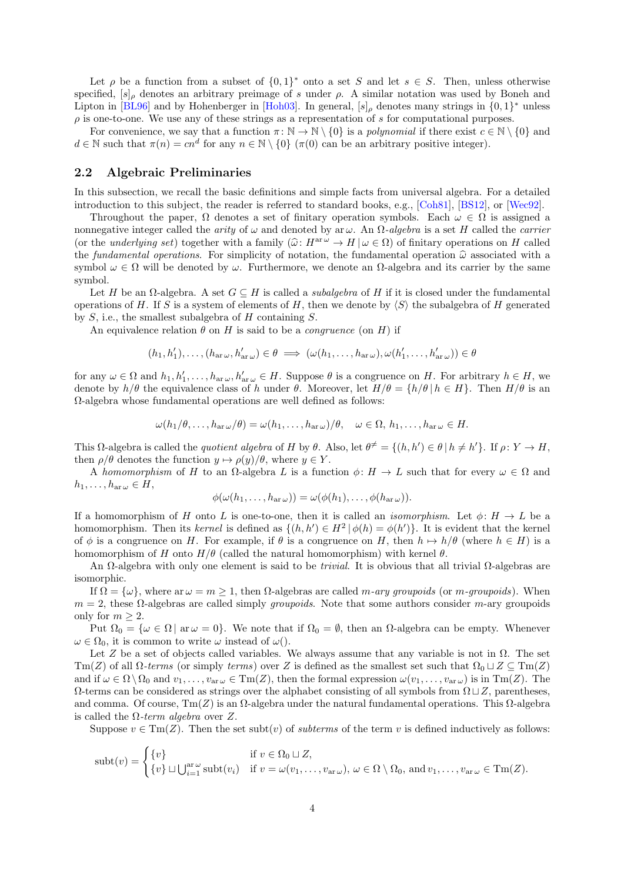Let $\rho$ be a function from a subset of $\{0,1\}^*$ onto a set $S$ and let $s \in S$. Then, unless otherwise specified, $[s]_\rho$ denotes an arbitrary preimage of $s$ under $\rho$. A similar notation was used by Boneh and Lipton in [BL96] and by Hohenberger in [Hoh03]. In general, $[s]_\rho$ denotes many strings in $\{0,1\}^*$ unless $\rho$ is one-to-one. We use any of these strings as a representation of $s$ for computational purposes.

For convenience, we say that a function $\pi\colon \mathbb{N} \to \mathbb{N} \setminus \{0\}$ is a *polynomial* if there exist $c \in \mathbb{N} \setminus \{0\}$ and $d \in \mathbb{N}$ such that $\pi(n) = cn^d$ for any $n \in \mathbb{N} \setminus \{0\}$ ($\pi(0)$ can be an arbitrary positive integer).

## 2.2 Algebraic Preliminaries

In this subsection, we recall the basic definitions and simple facts from universal algebra. For a detailed introduction to this subject, the reader is referred to standard books, e.g., [Coh81], [BS12], or [Wec92].

Throughout the paper, $\Omega$ denotes a set of finitary operation symbols. Each $\omega \in \Omega$ is assigned a nonnegative integer called the *arity* of $\omega$ and denoted by $\operatorname{ar} \omega$. An $\Omega$-*algebra* is a set $H$ called the *carrier* (or the *underlying set*) together with a family $(\widehat{\omega}\colon H^{\operatorname{ar}\omega} \to H \,|\, \omega \in \Omega)$ of finitary operations on $H$ called the *fundamental operations*. For simplicity of notation, the fundamental operation $\widehat{\omega}$ associated with a symbol $\omega \in \Omega$ will be denoted by $\omega$. Furthermore, we denote an $\Omega$-algebra and its carrier by the same symbol.

Let $H$ be an $\Omega$-algebra. A set $G \subseteq H$ is called a *subalgebra* of $H$ if it is closed under the fundamental operations of $H$. If $S$ is a system of elements of $H$, then we denote by $\langle S \rangle$ the subalgebra of $H$ generated by $S$, i.e., the smallest subalgebra of $H$ containing $S$.

An equivalence relation $\theta$ on $H$ is said to be a *congruence* (on $H$) if

$$(h_1, h'_1), \ldots, (h_{\operatorname{ar}\omega}, h'_{\operatorname{ar}\omega}) \in \theta \implies (\omega(h_1, \ldots, h_{\operatorname{ar}\omega}), \omega(h'_1, \ldots, h'_{\operatorname{ar}\omega})) \in \theta$$

for any $\omega \in \Omega$ and $h_1, h'_1, \ldots, h_{\operatorname{ar}\omega}, h'_{\operatorname{ar}\omega} \in H$. Suppose $\theta$ is a congruence on $H$. For arbitrary $h \in H$, we denote by $h/\theta$ the equivalence class of $h$ under $\theta$. Moreover, let $H/\theta = \{h/\theta \,|\, h \in H\}$. Then $H/\theta$ is an $\Omega$-algebra whose fundamental operations are well defined as follows:

$$\omega(h_1/\theta, \ldots, h_{\operatorname{ar}\omega}/\theta) = \omega(h_1, \ldots, h_{\operatorname{ar}\omega})/\theta, \quad \omega \in \Omega,\ h_1, \ldots, h_{\operatorname{ar}\omega} \in H.$$

This $\Omega$-algebra is called the *quotient algebra* of $H$ by $\theta$. Also, let $\theta^{\neq} = \{(h, h') \in \theta \,|\, h \neq h'\}$. If $\rho\colon Y \to H$, then $\rho/\theta$ denotes the function $y \mapsto \rho(y)/\theta$, where $y \in Y$.

A *homomorphism* of $H$ to an $\Omega$-algebra $L$ is a function $\phi\colon H \to L$ such that for every $\omega \in \Omega$ and $h_1, \ldots, h_{\operatorname{ar}\omega} \in H$,

$$\phi(\omega(h_1, \ldots, h_{\operatorname{ar}\omega})) = \omega(\phi(h_1), \ldots, \phi(h_{\operatorname{ar}\omega})).$$

If a homomorphism of $H$ onto $L$ is one-to-one, then it is called an *isomorphism*. Let $\phi\colon H \to L$ be a homomorphism. Then its *kernel* is defined as $\{(h, h') \in H^2 \,|\, \phi(h) = \phi(h')\}$. It is evident that the kernel of $\phi$ is a congruence on $H$. For example, if $\theta$ is a congruence on $H$, then $h \mapsto h/\theta$ (where $h \in H$) is a homomorphism of $H$ onto $H/\theta$ (called the natural homomorphism) with kernel $\theta$.

An $\Omega$-algebra with only one element is said to be *trivial*. It is obvious that all trivial $\Omega$-algebras are isomorphic.

If $\Omega = \{\omega\}$, where $\operatorname{ar}\omega = m \geq 1$, then $\Omega$-algebras are called $m$-*ary groupoids* (or $m$-*groupoids*). When $m = 2$, these $\Omega$-algebras are called simply *groupoids*. Note that some authors consider $m$-ary groupoids only for $m \geq 2$.

Put $\Omega_0 = \{\omega \in \Omega \,|\, \operatorname{ar}\omega = 0\}$. We note that if $\Omega_0 = \emptyset$, then an $\Omega$-algebra can be empty. Whenever $\omega \in \Omega_0$, it is common to write $\omega$ instead of $\omega()$.

Let $Z$ be a set of objects called variables. We always assume that any variable is not in $\Omega$. The set $\operatorname{Tm}(Z)$ of all $\Omega$-*terms* (or simply *terms*) over $Z$ is defined as the smallest set such that $\Omega_0 \sqcup Z \subseteq \operatorname{Tm}(Z)$ and if $\omega \in \Omega \setminus \Omega_0$ and $v_1, \ldots, v_{\operatorname{ar}\omega} \in \operatorname{Tm}(Z)$, then the formal expression $\omega(v_1, \ldots, v_{\operatorname{ar}\omega})$ is in $\operatorname{Tm}(Z)$. The $\Omega$-terms can be considered as strings over the alphabet consisting of all symbols from $\Omega \sqcup Z$, parentheses, and comma. Of course, $\operatorname{Tm}(Z)$ is an $\Omega$-algebra under the natural fundamental operations. This $\Omega$-algebra is called the $\Omega$-*term algebra* over $Z$.

Suppose $v \in \operatorname{Tm}(Z)$. Then the set $\operatorname{subt}(v)$ of *subterms* of the term $v$ is defined inductively as follows:

$$\operatorname{subt}(v) = \begin{cases} \{v\} & \text{if } v \in \Omega_0 \sqcup Z, \\ \{v\} \sqcup \bigcup_{i=1}^{\operatorname{ar}\omega} \operatorname{subt}(v_i) & \text{if } v = \omega(v_1, \ldots, v_{\operatorname{ar}\omega}),\ \omega \in \Omega \setminus \Omega_0, \text{ and } v_1, \ldots, v_{\operatorname{ar}\omega} \in \operatorname{Tm}(Z). \end{cases}$$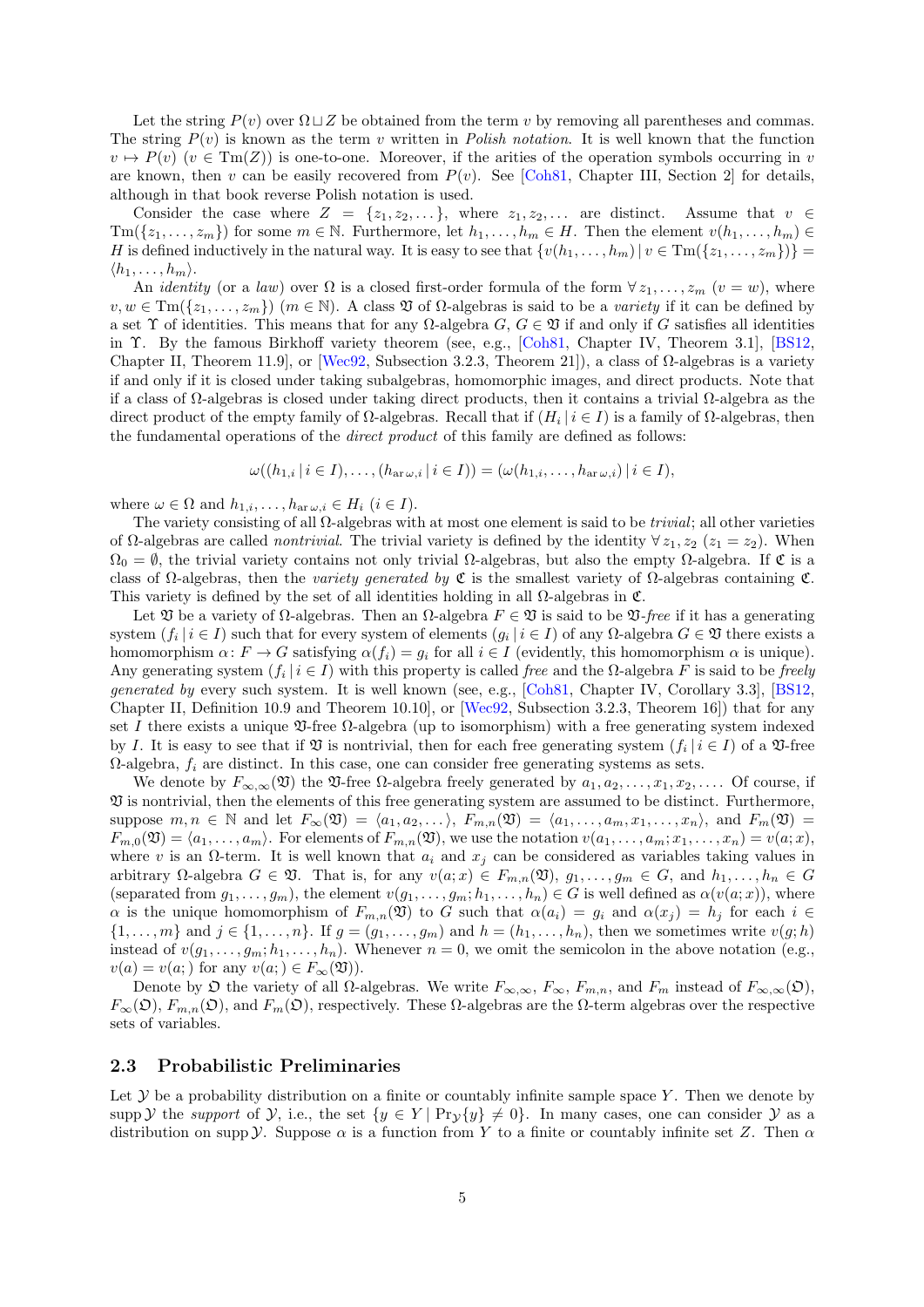Let the string $P(v)$ over $\Omega \sqcup Z$ be obtained from the term $v$ by removing all parentheses and commas. The string $P(v)$ is known as the term $v$ written in *Polish notation*. It is well known that the function $v \mapsto P(v)$ ($v \in \mathrm{Tm}(Z)$) is one-to-one. Moreover, if the arities of the operation symbols occurring in $v$ are known, then $v$ can be easily recovered from $P(v)$. See [Coh81, Chapter III, Section 2] for details, although in that book reverse Polish notation is used.

Consider the case where $Z = \{z_1, z_2, \dots\}$, where $z_1, z_2, \dots$ are distinct. Assume that $v \in \mathrm{Tm}(\{z_1, \dots, z_m\})$ for some $m \in \mathbb{N}$. Furthermore, let $h_1, \dots, h_m \in H$. Then the element $v(h_1, \dots, h_m) \in H$ is defined inductively in the natural way. It is easy to see that $\{v(h_1, \dots, h_m) \mid v \in \mathrm{Tm}(\{z_1, \dots, z_m\})\} = \langle h_1, \dots, h_m \rangle$.

An *identity* (or a *law*) over $\Omega$ is a closed first-order formula of the form $\forall z_1, \dots, z_m\ (v = w)$, where $v, w \in \mathrm{Tm}(\{z_1, \dots, z_m\})$ ($m \in \mathbb{N}$). A class $\mathfrak{V}$ of $\Omega$-algebras is said to be a *variety* if it can be defined by a set $\Upsilon$ of identities. This means that for any $\Omega$-algebra $G$, $G \in \mathfrak{V}$ if and only if $G$ satisfies all identities in $\Upsilon$. By the famous Birkhoff variety theorem (see, e.g., [Coh81, Chapter IV, Theorem 3.1], [BS12, Chapter II, Theorem 11.9], or [Wec92, Subsection 3.2.3, Theorem 21]), a class of $\Omega$-algebras is a variety if and only if it is closed under taking subalgebras, homomorphic images, and direct products. Note that if a class of $\Omega$-algebras is closed under taking direct products, then it contains a trivial $\Omega$-algebra as the direct product of the empty family of $\Omega$-algebras. Recall that if $(H_i \mid i \in I)$ is a family of $\Omega$-algebras, then the fundamental operations of the *direct product* of this family are defined as follows:

$$\omega((h_{1,i} \mid i \in I), \dots, (h_{\mathrm{ar}\,\omega,i} \mid i \in I)) = (\omega(h_{1,i}, \dots, h_{\mathrm{ar}\,\omega,i}) \mid i \in I),$$

where $\omega \in \Omega$ and $h_{1,i}, \dots, h_{\mathrm{ar}\,\omega,i} \in H_i$ ($i \in I$).

The variety consisting of all $\Omega$-algebras with at most one element is said to be *trivial*; all other varieties of $\Omega$-algebras are called *nontrivial*. The trivial variety is defined by the identity $\forall z_1, z_2\ (z_1 = z_2)$. When $\Omega_0 = \emptyset$, the trivial variety contains not only trivial $\Omega$-algebras, but also the empty $\Omega$-algebra. If $\mathfrak{C}$ is a class of $\Omega$-algebras, then the *variety generated by* $\mathfrak{C}$ is the smallest variety of $\Omega$-algebras containing $\mathfrak{C}$. This variety is defined by the set of all identities holding in all $\Omega$-algebras in $\mathfrak{C}$.

Let $\mathfrak{V}$ be a variety of $\Omega$-algebras. Then an $\Omega$-algebra $F \in \mathfrak{V}$ is said to be $\mathfrak{V}$-*free* if it has a generating system $(f_i \mid i \in I)$ such that for every system of elements $(g_i \mid i \in I)$ of any $\Omega$-algebra $G \in \mathfrak{V}$ there exists a homomorphism $\alpha\colon F \to G$ satisfying $\alpha(f_i) = g_i$ for all $i \in I$ (evidently, this homomorphism $\alpha$ is unique). Any generating system $(f_i \mid i \in I)$ with this property is called *free* and the $\Omega$-algebra $F$ is said to be *freely generated by* every such system. It is well known (see, e.g., [Coh81, Chapter IV, Corollary 3.3], [BS12, Chapter II, Definition 10.9 and Theorem 10.10], or [Wec92, Subsection 3.2.3, Theorem 16]) that for any set $I$ there exists a unique $\mathfrak{V}$-free $\Omega$-algebra (up to isomorphism) with a free generating system indexed by $I$. It is easy to see that if $\mathfrak{V}$ is nontrivial, then for each free generating system $(f_i \mid i \in I)$ of a $\mathfrak{V}$-free $\Omega$-algebra, $f_i$ are distinct. In this case, one can consider free generating systems as sets.

We denote by $F_{\infty,\infty}(\mathfrak{V})$ the $\mathfrak{V}$-free $\Omega$-algebra freely generated by $a_1, a_2, \dots, x_1, x_2, \dots$. Of course, if $\mathfrak{V}$ is nontrivial, then the elements of this free generating system are assumed to be distinct. Furthermore, suppose $m, n \in \mathbb{N}$ and let $F_\infty(\mathfrak{V}) = \langle a_1, a_2, \dots \rangle$, $F_{m,n}(\mathfrak{V}) = \langle a_1, \dots, a_m, x_1, \dots, x_n \rangle$, and $F_m(\mathfrak{V}) = F_{m,0}(\mathfrak{V}) = \langle a_1, \dots, a_m \rangle$. For elements of $F_{m,n}(\mathfrak{V})$, we use the notation $v(a_1, \dots, a_m; x_1, \dots, x_n) = v(a; x)$, where $v$ is an $\Omega$-term. It is well known that $a_i$ and $x_j$ can be considered as variables taking values in arbitrary $\Omega$-algebra $G \in \mathfrak{V}$. That is, for any $v(a; x) \in F_{m,n}(\mathfrak{V})$, $g_1, \dots, g_m \in G$, and $h_1, \dots, h_n \in G$ (separated from $g_1, \dots, g_m$), the element $v(g_1, \dots, g_m; h_1, \dots, h_n) \in G$ is well defined as $\alpha(v(a; x))$, where $\alpha$ is the unique homomorphism of $F_{m,n}(\mathfrak{V})$ to $G$ such that $\alpha(a_i) = g_i$ and $\alpha(x_j) = h_j$ for each $i \in \{1, \dots, m\}$ and $j \in \{1, \dots, n\}$. If $g = (g_1, \dots, g_m)$ and $h = (h_1, \dots, h_n)$, then we sometimes write $v(g; h)$ instead of $v(g_1, \dots, g_m; h_1, \dots, h_n)$. Whenever $n = 0$, we omit the semicolon in the above notation (e.g., $v(a) = v(a;)$ for any $v(a;) \in F_\infty(\mathfrak{V})$).

Denote by $\mathfrak{O}$ the variety of all $\Omega$-algebras. We write $F_{\infty,\infty}$, $F_\infty$, $F_{m,n}$, and $F_m$ instead of $F_{\infty,\infty}(\mathfrak{O})$, $F_\infty(\mathfrak{O})$, $F_{m,n}(\mathfrak{O})$, and $F_m(\mathfrak{O})$, respectively. These $\Omega$-algebras are the $\Omega$-term algebras over the respective sets of variables.

## 2.3 Probabilistic Preliminaries

Let $\mathcal{Y}$ be a probability distribution on a finite or countably infinite sample space $Y$. Then we denote by $\operatorname{supp} \mathcal{Y}$ the *support* of $\mathcal{Y}$, i.e., the set $\{y \in Y \mid \Pr_{\mathcal{Y}}\{y\} \neq 0\}$. In many cases, one can consider $\mathcal{Y}$ as a distribution on $\operatorname{supp} \mathcal{Y}$. Suppose $\alpha$ is a function from $Y$ to a finite or countably infinite set $Z$. Then $\alpha$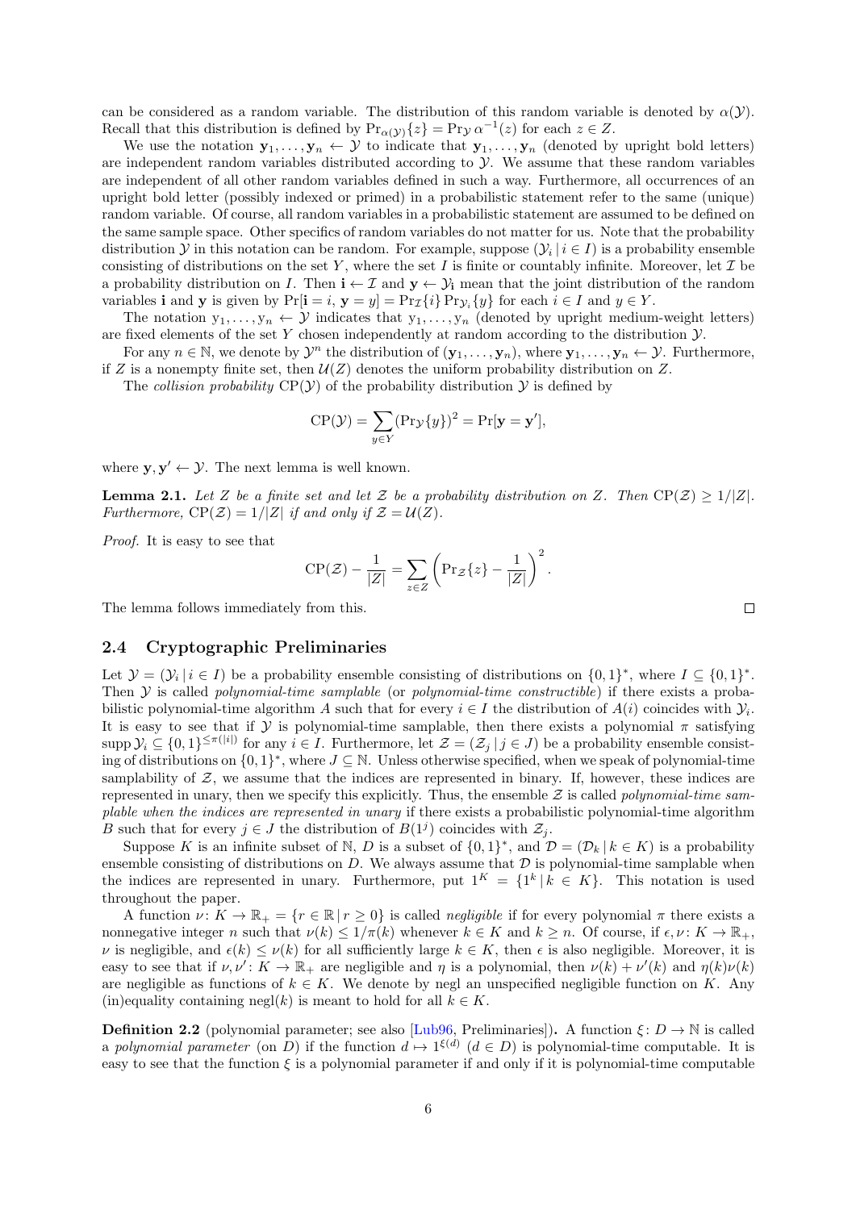can be considered as a random variable. The distribution of this random variable is denoted by $\alpha(\mathcal{Y})$. Recall that this distribution is defined by $\Pr_{\alpha(\mathcal{Y})}\{z\} = \Pr_{\mathcal{Y}} \alpha^{-1}(z)$ for each $z \in Z$.

We use the notation $\mathbf{y}_1, \dots, \mathbf{y}_n \leftarrow \mathcal{Y}$ to indicate that $\mathbf{y}_1, \dots, \mathbf{y}_n$ (denoted by upright bold letters) are independent random variables distributed according to $\mathcal{Y}$. We assume that these random variables are independent of all other random variables defined in such a way. Furthermore, all occurrences of an upright bold letter (possibly indexed or primed) in a probabilistic statement refer to the same (unique) random variable. Of course, all random variables in a probabilistic statement are assumed to be defined on the same sample space. Other specifics of random variables do not matter for us. Note that the probability distribution $\mathcal{Y}$ in this notation can be random. For example, suppose $(\mathcal{Y}_i \mid i \in I)$ is a probability ensemble consisting of distributions on the set $Y$, where the set $I$ is finite or countably infinite. Moreover, let $\mathcal{I}$ be a probability distribution on $I$. Then $\mathbf{i} \leftarrow \mathcal{I}$ and $\mathbf{y} \leftarrow \mathcal{Y}_{\mathbf{i}}$ mean that the joint distribution of the random variables $\mathbf{i}$ and $\mathbf{y}$ is given by $\Pr[\mathbf{i} = i, \mathbf{y} = y] = \Pr_{\mathcal{I}}\{i\} \Pr_{\mathcal{Y}_i}\{y\}$ for each $i \in I$ and $y \in Y$.

The notation $\mathrm{y}_1, \dots, \mathrm{y}_n \leftarrow \mathcal{Y}$ indicates that $\mathrm{y}_1, \dots, \mathrm{y}_n$ (denoted by upright medium-weight letters) are fixed elements of the set $Y$ chosen independently at random according to the distribution $\mathcal{Y}$.

For any $n \in \mathbb{N}$, we denote by $\mathcal{Y}^n$ the distribution of $(\mathbf{y}_1, \dots, \mathbf{y}_n)$, where $\mathbf{y}_1, \dots, \mathbf{y}_n \leftarrow \mathcal{Y}$. Furthermore, if $Z$ is a nonempty finite set, then $\mathcal{U}(Z)$ denotes the uniform probability distribution on $Z$.

The *collision probability* $\mathrm{CP}(\mathcal{Y})$ of the probability distribution $\mathcal{Y}$ is defined by

$$\mathrm{CP}(\mathcal{Y}) = \sum_{y \in Y} (\Pr_{\mathcal{Y}}\{y\})^2 = \Pr[\mathbf{y} = \mathbf{y}'],$$

where $\mathbf{y}, \mathbf{y}' \leftarrow \mathcal{Y}$. The next lemma is well known.

**Lemma 2.1.** *Let $Z$ be a finite set and let $\mathcal{Z}$ be a probability distribution on $Z$. Then $\mathrm{CP}(\mathcal{Z}) \geq 1/|Z|$. Furthermore, $\mathrm{CP}(\mathcal{Z}) = 1/|Z|$ if and only if $\mathcal{Z} = \mathcal{U}(Z)$.*

*Proof.* It is easy to see that

$$\mathrm{CP}(\mathcal{Z}) - \frac{1}{|Z|} = \sum_{z \in Z} \left( \Pr_{\mathcal{Z}}\{z\} - \frac{1}{|Z|} \right)^2.$$

The lemma follows immediately from this. □

## 2.4 Cryptographic Preliminaries

Let $\mathcal{Y} = (\mathcal{Y}_i \mid i \in I)$ be a probability ensemble consisting of distributions on $\{0,1\}^*$, where $I \subseteq \{0,1\}^*$. Then $\mathcal{Y}$ is called *polynomial-time samplable* (or *polynomial-time constructible*) if there exists a probabilistic polynomial-time algorithm $A$ such that for every $i \in I$ the distribution of $A(i)$ coincides with $\mathcal{Y}_i$. It is easy to see that if $\mathcal{Y}$ is polynomial-time samplable, then there exists a polynomial $\pi$ satisfying $\operatorname{supp} \mathcal{Y}_i \subseteq \{0,1\}^{\leq \pi(|i|)}$ for any $i \in I$. Furthermore, let $\mathcal{Z} = (\mathcal{Z}_j \mid j \in J)$ be a probability ensemble consisting of distributions on $\{0,1\}^*$, where $J \subseteq \mathbb{N}$. Unless otherwise specified, when we speak of polynomial-time samplability of $\mathcal{Z}$, we assume that the indices are represented in binary. If, however, these indices are represented in unary, then we specify this explicitly. Thus, the ensemble $\mathcal{Z}$ is called *polynomial-time samplable when the indices are represented in unary* if there exists a probabilistic polynomial-time algorithm $B$ such that for every $j \in J$ the distribution of $B(1^j)$ coincides with $\mathcal{Z}_j$.

Suppose $K$ is an infinite subset of $\mathbb{N}$, $D$ is a subset of $\{0,1\}^*$, and $\mathcal{D} = (\mathcal{D}_k \mid k \in K)$ is a probability ensemble consisting of distributions on $D$. We always assume that $\mathcal{D}$ is polynomial-time samplable when the indices are represented in unary. Furthermore, put $1^K = \{1^k \mid k \in K\}$. This notation is used throughout the paper.

A function $\nu \colon K \to \mathbb{R}_+ = \{r \in \mathbb{R} \mid r \geq 0\}$ is called *negligible* if for every polynomial $\pi$ there exists a nonnegative integer $n$ such that $\nu(k) \leq 1/\pi(k)$ whenever $k \in K$ and $k \geq n$. Of course, if $\epsilon, \nu \colon K \to \mathbb{R}_+$, $\nu$ is negligible, and $\epsilon(k) \leq \nu(k)$ for all sufficiently large $k \in K$, then $\epsilon$ is also negligible. Moreover, it is easy to see that if $\nu, \nu' \colon K \to \mathbb{R}_+$ are negligible and $\eta$ is a polynomial, then $\nu(k) + \nu'(k)$ and $\eta(k)\nu(k)$ are negligible as functions of $k \in K$. We denote by negl an unspecified negligible function on $K$. Any (in)equality containing $\mathrm{negl}(k)$ is meant to hold for all $k \in K$.

**Definition 2.2** (polynomial parameter; see also [Lub96, Preliminaries]). A function $\xi \colon D \to \mathbb{N}$ is called a *polynomial parameter* (on $D$) if the function $d \mapsto 1^{\xi(d)}$ $(d \in D)$ is polynomial-time computable. It is easy to see that the function $\xi$ is a polynomial parameter if and only if it is polynomial-time computable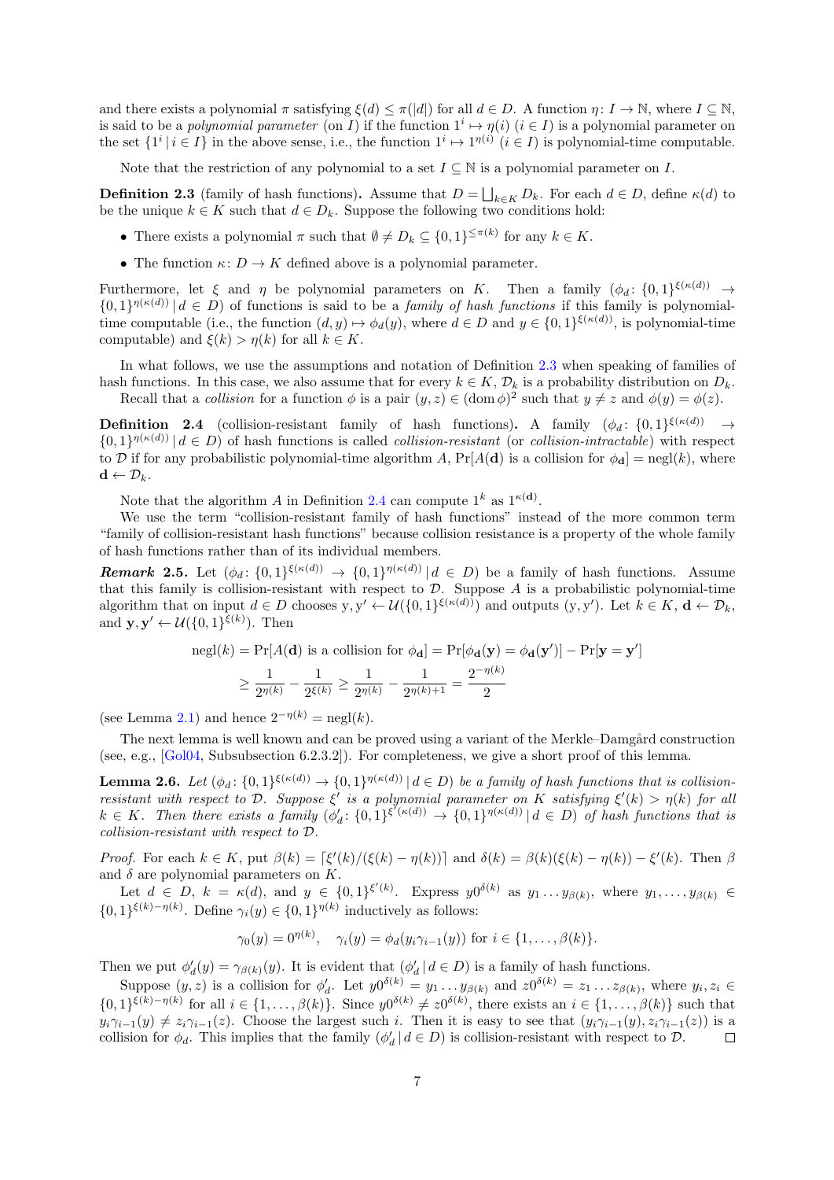and there exists a polynomial $\pi$ satisfying $\xi(d) \le \pi(|d|)$ for all $d \in D$. A function $\eta \colon I \to \mathbb{N}$, where $I \subseteq \mathbb{N}$, is said to be a *polynomial parameter* (on $I$) if the function $1^i \mapsto \eta(i)$ $(i \in I)$ is a polynomial parameter on the set $\{1^i \,|\, i \in I\}$ in the above sense, i.e., the function $1^i \mapsto 1^{\eta(i)}$ $(i \in I)$ is polynomial-time computable.

Note that the restriction of any polynomial to a set $I \subseteq \mathbb{N}$ is a polynomial parameter on $I$.

**Definition 2.3** (family of hash functions)**.** Assume that $D = \bigsqcup_{k \in K} D_k$. For each $d \in D$, define $\kappa(d)$ to be the unique $k \in K$ such that $d \in D_k$. Suppose the following two conditions hold:

- There exists a polynomial $\pi$ such that $\emptyset \ne D_k \subseteq \{0,1\}^{\le \pi(k)}$ for any $k \in K$.
- The function $\kappa \colon D \to K$ defined above is a polynomial parameter.

Furthermore, let $\xi$ and $\eta$ be polynomial parameters on $K$. Then a family $(\phi_d \colon \{0,1\}^{\xi(\kappa(d))} \to \{0,1\}^{\eta(\kappa(d))} \,|\, d \in D)$ of functions is said to be a *family of hash functions* if this family is polynomial-time computable (i.e., the function $(d, y) \mapsto \phi_d(y)$, where $d \in D$ and $y \in \{0,1\}^{\xi(\kappa(d))}$, is polynomial-time computable) and $\xi(k) > \eta(k)$ for all $k \in K$.

In what follows, we use the assumptions and notation of Definition 2.3 when speaking of families of hash functions. In this case, we also assume that for every $k \in K$, $\mathcal{D}_k$ is a probability distribution on $D_k$.

Recall that a *collision* for a function $\phi$ is a pair $(y, z) \in (\operatorname{dom} \phi)^2$ such that $y \ne z$ and $\phi(y) = \phi(z)$.

**Definition 2.4** (collision-resistant family of hash functions)**.** A family $(\phi_d \colon \{0,1\}^{\xi(\kappa(d))} \to \{0,1\}^{\eta(\kappa(d))} \,|\, d \in D)$ of hash functions is called *collision-resistant* (or *collision-intractable*) with respect to $\mathcal{D}$ if for any probabilistic polynomial-time algorithm $A$, $\Pr[A(\mathbf{d})$ is a collision for $\phi_{\mathbf{d}}] = \operatorname{negl}(k)$, where $\mathbf{d} \leftarrow \mathcal{D}_k$.

Note that the algorithm $A$ in Definition 2.4 can compute $1^k$ as $1^{\kappa(\mathbf{d})}$.

We use the term "collision-resistant family of hash functions" instead of the more common term "family of collision-resistant hash functions" because collision resistance is a property of the whole family of hash functions rather than of its individual members.

***Remark* 2.5.** Let $(\phi_d \colon \{0,1\}^{\xi(\kappa(d))} \to \{0,1\}^{\eta(\kappa(d))} \,|\, d \in D)$ be a family of hash functions. Assume that this family is collision-resistant with respect to $\mathcal{D}$. Suppose $A$ is a probabilistic polynomial-time algorithm that on input $d \in D$ chooses $\mathrm{y}, \mathrm{y}' \leftarrow \mathcal{U}(\{0,1\}^{\xi(\kappa(d))})$ and outputs $(\mathrm{y}, \mathrm{y}')$. Let $k \in K$, $\mathbf{d} \leftarrow \mathcal{D}_k$, and $\mathbf{y}, \mathbf{y}' \leftarrow \mathcal{U}(\{0,1\}^{\xi(k)})$. Then

$$
\begin{aligned}
\operatorname{negl}(k) &= \Pr[A(\mathbf{d}) \text{ is a collision for } \phi_{\mathbf{d}}] = \Pr[\phi_{\mathbf{d}}(\mathbf{y}) = \phi_{\mathbf{d}}(\mathbf{y}')] - \Pr[\mathbf{y} = \mathbf{y}'] \\
&\ge \frac{1}{2^{\eta(k)}} - \frac{1}{2^{\xi(k)}} \ge \frac{1}{2^{\eta(k)}} - \frac{1}{2^{\eta(k)+1}} = \frac{2^{-\eta(k)}}{2}
\end{aligned}
$$

(see Lemma 2.1) and hence $2^{-\eta(k)} = \operatorname{negl}(k)$.

The next lemma is well known and can be proved using a variant of the Merkle–Damgård construction (see, e.g., [Gol04, Subsubsection 6.2.3.2]). For completeness, we give a short proof of this lemma.

**Lemma 2.6.** *Let $(\phi_d \colon \{0,1\}^{\xi(\kappa(d))} \to \{0,1\}^{\eta(\kappa(d))} \,|\, d \in D)$ be a family of hash functions that is collision-resistant with respect to $\mathcal{D}$. Suppose $\xi'$ is a polynomial parameter on $K$ satisfying $\xi'(k) > \eta(k)$ for all $k \in K$. Then there exists a family $(\phi'_d \colon \{0,1\}^{\xi'(\kappa(d))} \to \{0,1\}^{\eta(\kappa(d))} \,|\, d \in D)$ of hash functions that is collision-resistant with respect to $\mathcal{D}$.*

*Proof.* For each $k \in K$, put $\beta(k) = \lceil \xi'(k)/(\xi(k) - \eta(k)) \rceil$ and $\delta(k) = \beta(k)(\xi(k) - \eta(k)) - \xi'(k)$. Then $\beta$ and $\delta$ are polynomial parameters on $K$.

Let $d \in D$, $k = \kappa(d)$, and $y \in \{0,1\}^{\xi'(k)}$. Express $y0^{\delta(k)}$ as $y_1 \dots y_{\beta(k)}$, where $y_1, \dots, y_{\beta(k)} \in \{0,1\}^{\xi(k) - \eta(k)}$. Define $\gamma_i(y) \in \{0,1\}^{\eta(k)}$ inductively as follows:

$$
\gamma_0(y) = 0^{\eta(k)}, \quad \gamma_i(y) = \phi_d(y_i \gamma_{i-1}(y)) \text{ for } i \in \{1, \dots, \beta(k)\}.
$$

Then we put $\phi'_d(y) = \gamma_{\beta(k)}(y)$. It is evident that $(\phi'_d \,|\, d \in D)$ is a family of hash functions.

Suppose $(y, z)$ is a collision for $\phi'_d$. Let $y0^{\delta(k)} = y_1 \dots y_{\beta(k)}$ and $z0^{\delta(k)} = z_1 \dots z_{\beta(k)}$, where $y_i, z_i \in \{0,1\}^{\xi(k) - \eta(k)}$ for all $i \in \{1, \dots, \beta(k)\}$. Since $y0^{\delta(k)} \ne z0^{\delta(k)}$, there exists an $i \in \{1, \dots, \beta(k)\}$ such that $y_i \gamma_{i-1}(y) \ne z_i \gamma_{i-1}(z)$. Choose the largest such $i$. Then it is easy to see that $(y_i \gamma_{i-1}(y), z_i \gamma_{i-1}(z))$ is a collision for $\phi_d$. This implies that the family $(\phi'_d \,|\, d \in D)$ is collision-resistant with respect to $\mathcal{D}$. $\square$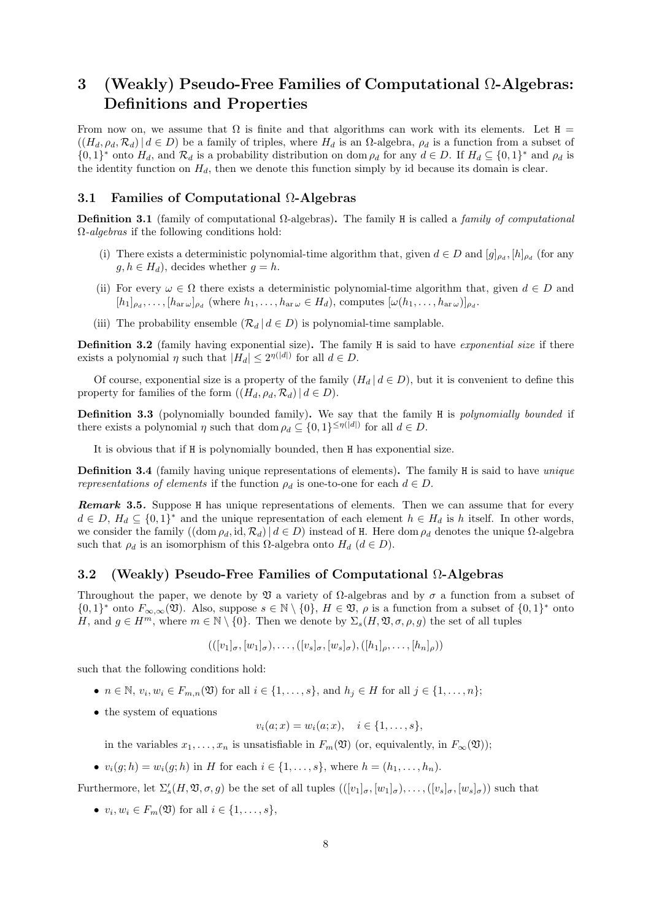# 3 (Weakly) Pseudo-Free Families of Computational $\Omega$-Algebras: Definitions and Properties

From now on, we assume that $\Omega$ is finite and that algorithms can work with its elements. Let $\mathtt{H} = ((H_d, \rho_d, \mathcal{R}_d) \,|\, d \in D)$ be a family of triples, where $H_d$ is an $\Omega$-algebra, $\rho_d$ is a function from a subset of $\{0,1\}^*$ onto $H_d$, and $\mathcal{R}_d$ is a probability distribution on $\operatorname{dom} \rho_d$ for any $d \in D$. If $H_d \subseteq \{0,1\}^*$ and $\rho_d$ is the identity function on $H_d$, then we denote this function simply by id because its domain is clear.

## 3.1 Families of Computational $\Omega$-Algebras

**Definition 3.1** (family of computational $\Omega$-algebras)**.** The family $\mathtt{H}$ is called a *family of computational $\Omega$-algebras* if the following conditions hold:

(i) There exists a deterministic polynomial-time algorithm that, given $d \in D$ and $[g]_{\rho_d}, [h]_{\rho_d}$ (for any $g, h \in H_d$), decides whether $g = h$.

(ii) For every $\omega \in \Omega$ there exists a deterministic polynomial-time algorithm that, given $d \in D$ and $[h_1]_{\rho_d}, \dots, [h_{\operatorname{ar}\omega}]_{\rho_d}$ (where $h_1, \dots, h_{\operatorname{ar}\omega} \in H_d$), computes $[\omega(h_1, \dots, h_{\operatorname{ar}\omega})]_{\rho_d}$.

(iii) The probability ensemble $(\mathcal{R}_d \,|\, d \in D)$ is polynomial-time samplable.

**Definition 3.2** (family having exponential size)**.** The family $\mathtt{H}$ is said to have *exponential size* if there exists a polynomial $\eta$ such that $|H_d| \le 2^{\eta(|d|)}$ for all $d \in D$.

Of course, exponential size is a property of the family $(H_d \,|\, d \in D)$, but it is convenient to define this property for families of the form $((H_d, \rho_d, \mathcal{R}_d) \,|\, d \in D)$.

**Definition 3.3** (polynomially bounded family)**.** We say that the family $\mathtt{H}$ is *polynomially bounded* if there exists a polynomial $\eta$ such that $\operatorname{dom} \rho_d \subseteq \{0,1\}^{\le \eta(|d|)}$ for all $d \in D$.

It is obvious that if $\mathtt{H}$ is polynomially bounded, then $\mathtt{H}$ has exponential size.

**Definition 3.4** (family having unique representations of elements)**.** The family $\mathtt{H}$ is said to have *unique representations of elements* if the function $\rho_d$ is one-to-one for each $d \in D$.

***Remark* 3.5.** Suppose $\mathtt{H}$ has unique representations of elements. Then we can assume that for every $d \in D$, $H_d \subseteq \{0,1\}^*$ and the unique representation of each element $h \in H_d$ is $h$ itself. In other words, we consider the family $((\operatorname{dom} \rho_d, \mathrm{id}, \mathcal{R}_d) \,|\, d \in D)$ instead of $\mathtt{H}$. Here $\operatorname{dom} \rho_d$ denotes the unique $\Omega$-algebra such that $\rho_d$ is an isomorphism of this $\Omega$-algebra onto $H_d$ ($d \in D$).

## 3.2 (Weakly) Pseudo-Free Families of Computational $\Omega$-Algebras

Throughout the paper, we denote by $\mathfrak{V}$ a variety of $\Omega$-algebras and by $\sigma$ a function from a subset of $\{0,1\}^*$ onto $F_{\infty,\infty}(\mathfrak{V})$. Also, suppose $s \in \mathbb{N} \setminus \{0\}$, $H \in \mathfrak{V}$, $\rho$ is a function from a subset of $\{0,1\}^*$ onto $H$, and $g \in H^m$, where $m \in \mathbb{N} \setminus \{0\}$. Then we denote by $\Sigma_s(H, \mathfrak{V}, \sigma, \rho, g)$ the set of all tuples

$$(([v_1]_\sigma, [w_1]_\sigma), \dots, ([v_s]_\sigma, [w_s]_\sigma), ([h_1]_\rho, \dots, [h_n]_\rho))$$

such that the following conditions hold:

- $n \in \mathbb{N}$, $v_i, w_i \in F_{m,n}(\mathfrak{V})$ for all $i \in \{1, \dots, s\}$, and $h_j \in H$ for all $j \in \{1, \dots, n\}$;
- the system of equations
$$v_i(a; x) = w_i(a; x), \quad i \in \{1, \dots, s\},$$
in the variables $x_1, \dots, x_n$ is unsatisfiable in $F_m(\mathfrak{V})$ (or, equivalently, in $F_\infty(\mathfrak{V})$);
- $v_i(g; h) = w_i(g; h)$ in $H$ for each $i \in \{1, \dots, s\}$, where $h = (h_1, \dots, h_n)$.

Furthermore, let $\Sigma'_s(H, \mathfrak{V}, \sigma, g)$ be the set of all tuples $(([v_1]_\sigma, [w_1]_\sigma), \dots, ([v_s]_\sigma, [w_s]_\sigma))$ such that

- $v_i, w_i \in F_m(\mathfrak{V})$ for all $i \in \{1, \dots, s\}$,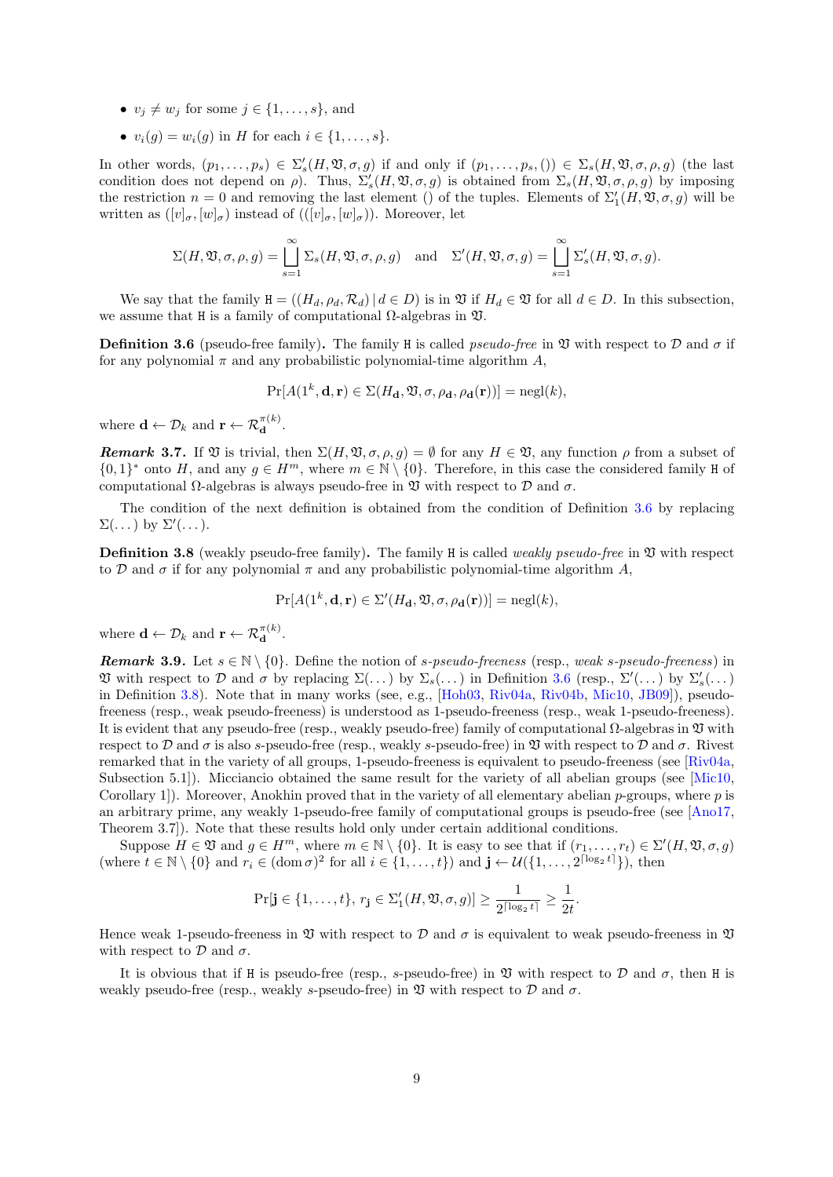- $v_j \neq w_j$ for some $j \in \{1, \dots, s\}$, and
- $v_i(g) = w_i(g)$ in $H$ for each $i \in \{1, \dots, s\}$.

In other words, $(p_1, \dots, p_s) \in \Sigma'_s(H, \mathfrak{V}, \sigma, g)$ if and only if $(p_1, \dots, p_s, ()) \in \Sigma_s(H, \mathfrak{V}, \sigma, \rho, g)$ (the last condition does not depend on $\rho$). Thus, $\Sigma'_s(H, \mathfrak{V}, \sigma, g)$ is obtained from $\Sigma_s(H, \mathfrak{V}, \sigma, \rho, g)$ by imposing the restriction $n = 0$ and removing the last element $()$ of the tuples. Elements of $\Sigma'_1(H, \mathfrak{V}, \sigma, g)$ will be written as $([v]_\sigma, [w]_\sigma)$ instead of $(([v]_\sigma, [w]_\sigma))$. Moreover, let

$$\Sigma(H, \mathfrak{V}, \sigma, \rho, g) = \bigsqcup_{s=1}^{\infty} \Sigma_s(H, \mathfrak{V}, \sigma, \rho, g) \quad \text{and} \quad \Sigma'(H, \mathfrak{V}, \sigma, g) = \bigsqcup_{s=1}^{\infty} \Sigma'_s(H, \mathfrak{V}, \sigma, g).$$

We say that the family $\mathtt{H} = ((H_d, \rho_d, \mathcal{R}_d) \mid d \in D)$ is in $\mathfrak{V}$ if $H_d \in \mathfrak{V}$ for all $d \in D$. In this subsection, we assume that $\mathtt{H}$ is a family of computational $\Omega$-algebras in $\mathfrak{V}$.

**Definition 3.6** (pseudo-free family)**.** The family $\mathtt{H}$ is called *pseudo-free* in $\mathfrak{V}$ with respect to $\mathcal{D}$ and $\sigma$ if for any polynomial $\pi$ and any probabilistic polynomial-time algorithm $A$,

$$\Pr[A(1^k, \mathbf{d}, \mathbf{r}) \in \Sigma(H_\mathbf{d}, \mathfrak{V}, \sigma, \rho_\mathbf{d}, \rho_\mathbf{d}(\mathbf{r}))] = \mathrm{negl}(k),$$

where $\mathbf{d} \leftarrow \mathcal{D}_k$ and $\mathbf{r} \leftarrow \mathcal{R}_\mathbf{d}^{\pi(k)}$.

***Remark* 3.7.** If $\mathfrak{V}$ is trivial, then $\Sigma(H, \mathfrak{V}, \sigma, \rho, g) = \emptyset$ for any $H \in \mathfrak{V}$, any function $\rho$ from a subset of $\{0,1\}^*$ onto $H$, and any $g \in H^m$, where $m \in \mathbb{N} \setminus \{0\}$. Therefore, in this case the considered family $\mathtt{H}$ of computational $\Omega$-algebras is always pseudo-free in $\mathfrak{V}$ with respect to $\mathcal{D}$ and $\sigma$.

The condition of the next definition is obtained from the condition of Definition 3.6 by replacing $\Sigma(\dots)$ by $\Sigma'(\dots)$.

**Definition 3.8** (weakly pseudo-free family)**.** The family $\mathtt{H}$ is called *weakly pseudo-free* in $\mathfrak{V}$ with respect to $\mathcal{D}$ and $\sigma$ if for any polynomial $\pi$ and any probabilistic polynomial-time algorithm $A$,

$$\Pr[A(1^k, \mathbf{d}, \mathbf{r}) \in \Sigma'(H_\mathbf{d}, \mathfrak{V}, \sigma, \rho_\mathbf{d}(\mathbf{r}))] = \mathrm{negl}(k),$$

where $\mathbf{d} \leftarrow \mathcal{D}_k$ and $\mathbf{r} \leftarrow \mathcal{R}_\mathbf{d}^{\pi(k)}$.

***Remark* 3.9.** Let $s \in \mathbb{N} \setminus \{0\}$. Define the notion of *s-pseudo-freeness* (resp., *weak s-pseudo-freeness*) in $\mathfrak{V}$ with respect to $\mathcal{D}$ and $\sigma$ by replacing $\Sigma(\dots)$ by $\Sigma_s(\dots)$ in Definition 3.6 (resp., $\Sigma'(\dots)$ by $\Sigma'_s(\dots)$ in Definition 3.8). Note that in many works (see, e.g., [Hoh03, Riv04a, Riv04b, Mic10, JB09]), pseudo-freeness (resp., weak pseudo-freeness) is understood as 1-pseudo-freeness (resp., weak 1-pseudo-freeness). It is evident that any pseudo-free (resp., weakly pseudo-free) family of computational $\Omega$-algebras in $\mathfrak{V}$ with respect to $\mathcal{D}$ and $\sigma$ is also $s$-pseudo-free (resp., weakly $s$-pseudo-free) in $\mathfrak{V}$ with respect to $\mathcal{D}$ and $\sigma$. Rivest remarked that in the variety of all groups, 1-pseudo-freeness is equivalent to pseudo-freeness (see [Riv04a, Subsection 5.1]). Micciancio obtained the same result for the variety of all abelian groups (see [Mic10, Corollary 1]). Moreover, Anokhin proved that in the variety of all elementary abelian $p$-groups, where $p$ is an arbitrary prime, any weakly 1-pseudo-free family of computational groups is pseudo-free (see [Ano17, Theorem 3.7]). Note that these results hold only under certain additional conditions.

Suppose $H \in \mathfrak{V}$ and $g \in H^m$, where $m \in \mathbb{N} \setminus \{0\}$. It is easy to see that if $(r_1, \dots, r_t) \in \Sigma'(H, \mathfrak{V}, \sigma, g)$ (where $t \in \mathbb{N} \setminus \{0\}$ and $r_i \in (\operatorname{dom} \sigma)^2$ for all $i \in \{1, \dots, t\}$) and $\mathbf{j} \leftarrow \mathcal{U}(\{1, \dots, 2^{\lceil \log_2 t \rceil}\})$, then

$$\Pr[\mathbf{j} \in \{1, \dots, t\},\, r_\mathbf{j} \in \Sigma'_1(H, \mathfrak{V}, \sigma, g)] \geq \frac{1}{2^{\lceil \log_2 t \rceil}} \geq \frac{1}{2t}.$$

Hence weak 1-pseudo-freeness in $\mathfrak{V}$ with respect to $\mathcal{D}$ and $\sigma$ is equivalent to weak pseudo-freeness in $\mathfrak{V}$ with respect to $\mathcal{D}$ and $\sigma$.

It is obvious that if $\mathtt{H}$ is pseudo-free (resp., $s$-pseudo-free) in $\mathfrak{V}$ with respect to $\mathcal{D}$ and $\sigma$, then $\mathtt{H}$ is weakly pseudo-free (resp., weakly $s$-pseudo-free) in $\mathfrak{V}$ with respect to $\mathcal{D}$ and $\sigma$.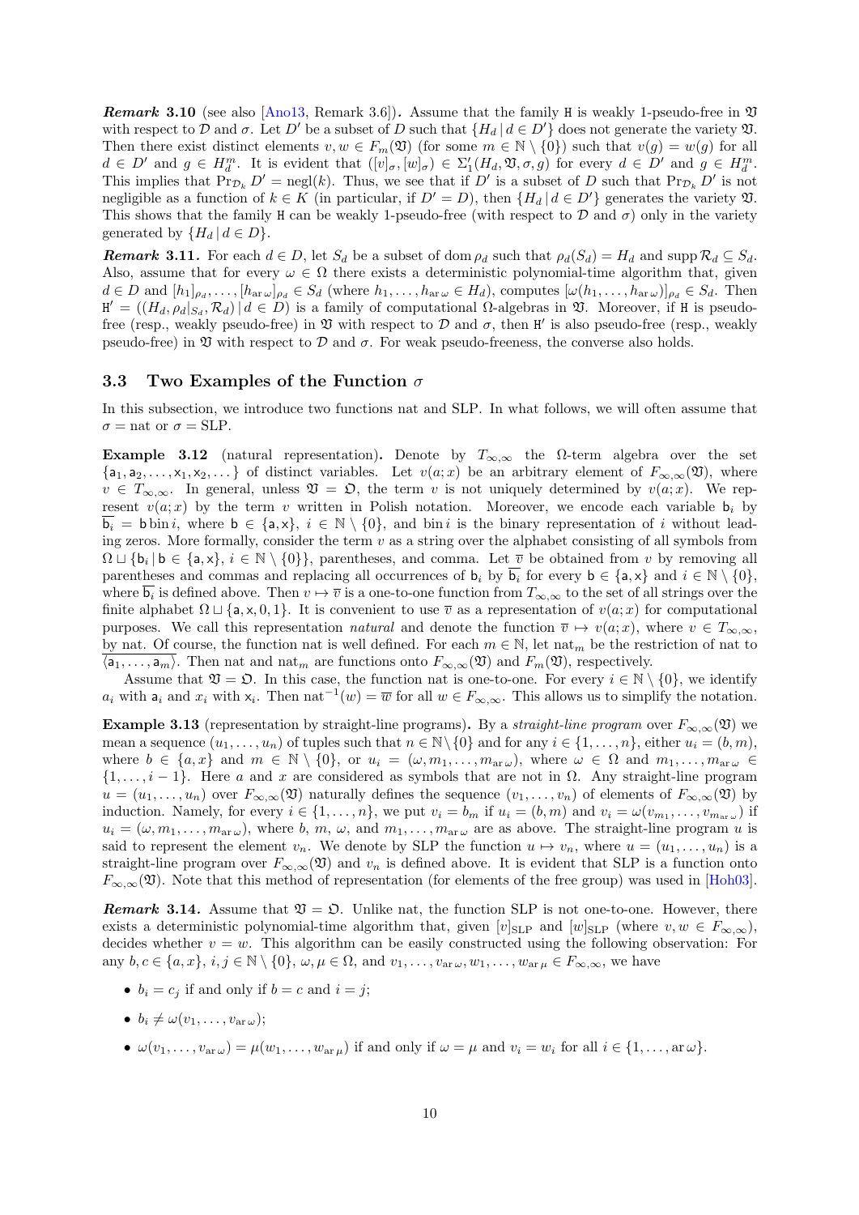***Remark* 3.10** (see also [Ano13, Remark 3.6])**.** Assume that the family H is weakly 1-pseudo-free in $\mathfrak{V}$ with respect to $\mathcal{D}$ and $\sigma$. Let $D'$ be a subset of $D$ such that $\{H_d \mid d \in D'\}$ does not generate the variety $\mathfrak{V}$. Then there exist distinct elements $v, w \in F_m(\mathfrak{V})$ (for some $m \in \mathbb{N} \setminus \{0\}$) such that $v(g) = w(g)$ for all $d \in D'$ and $g \in H_d^m$. It is evident that $([v]_\sigma, [w]_\sigma) \in \Sigma'_1(H_d, \mathfrak{V}, \sigma, g)$ for every $d \in D'$ and $g \in H_d^m$. This implies that $\Pr_{\mathcal{D}_k} D' = \operatorname{negl}(k)$. Thus, we see that if $D'$ is a subset of $D$ such that $\Pr_{\mathcal{D}_k} D'$ is not negligible as a function of $k \in K$ (in particular, if $D' = D$), then $\{H_d \mid d \in D'\}$ generates the variety $\mathfrak{V}$. This shows that the family H can be weakly 1-pseudo-free (with respect to $\mathcal{D}$ and $\sigma$) only in the variety generated by $\{H_d \mid d \in D\}$.

***Remark* 3.11.** For each $d \in D$, let $S_d$ be a subset of $\operatorname{dom} \rho_d$ such that $\rho_d(S_d) = H_d$ and $\operatorname{supp} \mathcal{R}_d \subseteq S_d$. Also, assume that for every $\omega \in \Omega$ there exists a deterministic polynomial-time algorithm that, given $d \in D$ and $[h_1]_{\rho_d}, \dots, [h_{\operatorname{ar}\omega}]_{\rho_d} \in S_d$ (where $h_1, \dots, h_{\operatorname{ar}\omega} \in H_d$), computes $[\omega(h_1, \dots, h_{\operatorname{ar}\omega})]_{\rho_d} \in S_d$. Then $\mathtt{H}' = ((H_d, \rho_d|_{S_d}, \mathcal{R}_d) \mid d \in D)$ is a family of computational $\Omega$-algebras in $\mathfrak{V}$. Moreover, if H is pseudo-free (resp., weakly pseudo-free) in $\mathfrak{V}$ with respect to $\mathcal{D}$ and $\sigma$, then H$'$ is also pseudo-free (resp., weakly pseudo-free) in $\mathfrak{V}$ with respect to $\mathcal{D}$ and $\sigma$. For weak pseudo-freeness, the converse also holds.

### 3.3 Two Examples of the Function $\sigma$

In this subsection, we introduce two functions nat and SLP. In what follows, we will often assume that $\sigma = \text{nat}$ or $\sigma = \text{SLP}$.

**Example 3.12** (natural representation)**.** Denote by $T_{\infty,\infty}$ the $\Omega$-term algebra over the set $\{\mathsf{a}_1, \mathsf{a}_2, \dots, \mathsf{x}_1, \mathsf{x}_2, \dots\}$ of distinct variables. Let $v(a; x)$ be an arbitrary element of $F_{\infty,\infty}(\mathfrak{V})$, where $v \in T_{\infty,\infty}$. In general, unless $\mathfrak{V} = \mathfrak{O}$, the term $v$ is not uniquely determined by $v(a; x)$. We represent $v(a; x)$ by the term $v$ written in Polish notation. Moreover, we encode each variable $\mathsf{b}_i$ by $\overline{\mathsf{b}_i} = \mathsf{b} \operatorname{bin} i$, where $\mathsf{b} \in \{\mathsf{a}, \mathsf{x}\}$, $i \in \mathbb{N} \setminus \{0\}$, and $\operatorname{bin} i$ is the binary representation of $i$ without leading zeros. More formally, consider the term $v$ as a string over the alphabet consisting of all symbols from $\Omega \sqcup \{\mathsf{b}_i \mid \mathsf{b} \in \{\mathsf{a}, \mathsf{x}\}, i \in \mathbb{N} \setminus \{0\}\}$, parentheses, and comma. Let $\overline{v}$ be obtained from $v$ by removing all parentheses and commas and replacing all occurrences of $\mathsf{b}_i$ by $\overline{\mathsf{b}_i}$ for every $\mathsf{b} \in \{\mathsf{a}, \mathsf{x}\}$ and $i \in \mathbb{N} \setminus \{0\}$, where $\overline{\mathsf{b}_i}$ is defined above. Then $v \mapsto \overline{v}$ is a one-to-one function from $T_{\infty,\infty}$ to the set of all strings over the finite alphabet $\Omega \sqcup \{\mathsf{a}, \mathsf{x}, 0, 1\}$. It is convenient to use $\overline{v}$ as a representation of $v(a; x)$ for computational purposes. We call this representation *natural* and denote the function $\overline{v} \mapsto v(a; x)$, where $v \in T_{\infty,\infty}$, by nat. Of course, the function nat is well defined. For each $m \in \mathbb{N}$, let $\text{nat}_m$ be the restriction of nat to $\overline{\langle \mathsf{a}_1, \dots, \mathsf{a}_m \rangle}$. Then nat and $\text{nat}_m$ are functions onto $F_{\infty,\infty}(\mathfrak{V})$ and $F_m(\mathfrak{V})$, respectively.

Assume that $\mathfrak{V} = \mathfrak{O}$. In this case, the function nat is one-to-one. For every $i \in \mathbb{N} \setminus \{0\}$, we identify $a_i$ with $\mathsf{a}_i$ and $x_i$ with $\mathsf{x}_i$. Then $\text{nat}^{-1}(w) = \overline{w}$ for all $w \in F_{\infty,\infty}$. This allows us to simplify the notation.

**Example 3.13** (representation by straight-line programs)**.** By a *straight-line program* over $F_{\infty,\infty}(\mathfrak{V})$ we mean a sequence $(u_1, \dots, u_n)$ of tuples such that $n \in \mathbb{N} \setminus \{0\}$ and for any $i \in \{1, \dots, n\}$, either $u_i = (b, m)$, where $b \in \{a, x\}$ and $m \in \mathbb{N} \setminus \{0\}$, or $u_i = (\omega, m_1, \dots, m_{\operatorname{ar}\omega})$, where $\omega \in \Omega$ and $m_1, \dots, m_{\operatorname{ar}\omega} \in \{1, \dots, i-1\}$. Here $a$ and $x$ are considered as symbols that are not in $\Omega$. Any straight-line program $u = (u_1, \dots, u_n)$ over $F_{\infty,\infty}(\mathfrak{V})$ naturally defines the sequence $(v_1, \dots, v_n)$ of elements of $F_{\infty,\infty}(\mathfrak{V})$ by induction. Namely, for every $i \in \{1, \dots, n\}$, we put $v_i = b_m$ if $u_i = (b, m)$ and $v_i = \omega(v_{m_1}, \dots, v_{m_{\operatorname{ar}\omega}})$ if $u_i = (\omega, m_1, \dots, m_{\operatorname{ar}\omega})$, where $b$, $m$, $\omega$, and $m_1, \dots, m_{\operatorname{ar}\omega}$ are as above. The straight-line program $u$ is said to represent the element $v_n$. We denote by SLP the function $u \mapsto v_n$, where $u = (u_1, \dots, u_n)$ is a straight-line program over $F_{\infty,\infty}(\mathfrak{V})$ and $v_n$ is defined above. It is evident that SLP is a function onto $F_{\infty,\infty}(\mathfrak{V})$. Note that this method of representation (for elements of the free group) was used in [Hoh03].

***Remark* 3.14.** Assume that $\mathfrak{V} = \mathfrak{O}$. Unlike nat, the function SLP is not one-to-one. However, there exists a deterministic polynomial-time algorithm that, given $[v]_{\text{SLP}}$ and $[w]_{\text{SLP}}$ (where $v, w \in F_{\infty,\infty}$), decides whether $v = w$. This algorithm can be easily constructed using the following observation: For any $b, c \in \{a, x\}$, $i, j \in \mathbb{N} \setminus \{0\}$, $\omega, \mu \in \Omega$, and $v_1, \dots, v_{\operatorname{ar}\omega}, w_1, \dots, w_{\operatorname{ar}\mu} \in F_{\infty,\infty}$, we have

- $b_i = c_j$ if and only if $b = c$ and $i = j$;
- $b_i \neq \omega(v_1, \dots, v_{\operatorname{ar}\omega})$;
- $\omega(v_1, \dots, v_{\operatorname{ar}\omega}) = \mu(w_1, \dots, w_{\operatorname{ar}\mu})$ if and only if $\omega = \mu$ and $v_i = w_i$ for all $i \in \{1, \dots, \operatorname{ar}\omega\}$.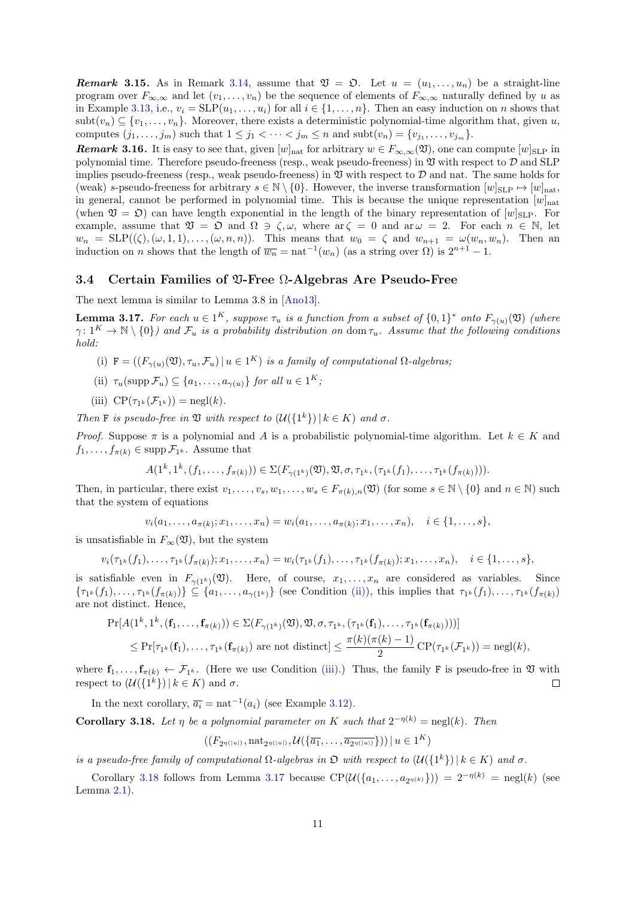***Remark* 3.15.** As in Remark 3.14, assume that $\mathfrak{V} = \mathfrak{O}$. Let $u = (u_1, \dots, u_n)$ be a straight-line program over $F_{\infty,\infty}$ and let $(v_1, \dots, v_n)$ be the sequence of elements of $F_{\infty,\infty}$ naturally defined by $u$ as in Example 3.13, i.e., $v_i = \mathrm{SLP}(u_1, \dots, u_i)$ for all $i \in \{1, \dots, n\}$. Then an easy induction on $n$ shows that $\mathrm{subt}(v_n) \subseteq \{v_1, \dots, v_n\}$. Moreover, there exists a deterministic polynomial-time algorithm that, given $u$, computes $(j_1, \dots, j_m)$ such that $1 \le j_1 < \dots < j_m \le n$ and $\mathrm{subt}(v_n) = \{v_{j_1}, \dots, v_{j_m}\}$.

***Remark* 3.16.** It is easy to see that, given $[w]_{\mathrm{nat}}$ for arbitrary $w \in F_{\infty,\infty}(\mathfrak{V})$, one can compute $[w]_{\mathrm{SLP}}$ in polynomial time. Therefore pseudo-freeness (resp., weak pseudo-freeness) in $\mathfrak{V}$ with respect to $\mathcal{D}$ and SLP implies pseudo-freeness (resp., weak pseudo-freeness) in $\mathfrak{V}$ with respect to $\mathcal{D}$ and nat. The same holds for (weak) $s$-pseudo-freeness for arbitrary $s \in \mathbb{N} \setminus \{0\}$. However, the inverse transformation $[w]_{\mathrm{SLP}} \mapsto [w]_{\mathrm{nat}}$, in general, cannot be performed in polynomial time. This is because the unique representation $[w]_{\mathrm{nat}}$ (when $\mathfrak{V} = \mathfrak{O}$) can have length exponential in the length of the binary representation of $[w]_{\mathrm{SLP}}$. For example, assume that $\mathfrak{V} = \mathfrak{O}$ and $\Omega \ni \zeta, \omega$, where $\operatorname{ar} \zeta = 0$ and $\operatorname{ar} \omega = 2$. For each $n \in \mathbb{N}$, let $w_n = \mathrm{SLP}((\zeta), (\omega, 1, 1), \dots, (\omega, n, n))$. This means that $w_0 = \zeta$ and $w_{n+1} = \omega(w_n, w_n)$. Then an induction on $n$ shows that the length of $\overline{w_n} = \mathrm{nat}^{-1}(w_n)$ (as a string over $\Omega$) is $2^{n+1} - 1$.

### 3.4 Certain Families of $\mathfrak{V}$-Free $\Omega$-Algebras Are Pseudo-Free

The next lemma is similar to Lemma 3.8 in [Ano13].

**Lemma 3.17.** *For each $u \in 1^K$, suppose $\tau_u$ is a function from a subset of $\{0,1\}^*$ onto $F_{\gamma(u)}(\mathfrak{V})$ (where $\gamma \colon 1^K \to \mathbb{N} \setminus \{0\}$) and $\mathcal{F}_u$ is a probability distribution on $\operatorname{dom} \tau_u$. Assume that the following conditions hold:*

(i) $\mathtt{F} = ((F_{\gamma(u)}(\mathfrak{V}), \tau_u, \mathcal{F}_u) \mid u \in 1^K)$ *is a family of computational $\Omega$-algebras;*

(ii) $\tau_u(\operatorname{supp} \mathcal{F}_u) \subseteq \{a_1, \dots, a_{\gamma(u)}\}$ *for all $u \in 1^K$;*

(iii) $\mathrm{CP}(\tau_{1^k}(\mathcal{F}_{1^k})) = \mathrm{negl}(k)$.

*Then $\mathtt{F}$ is pseudo-free in $\mathfrak{V}$ with respect to $(\mathcal{U}(\{1^k\}) \mid k \in K)$ and $\sigma$.*

*Proof.* Suppose $\pi$ is a polynomial and $A$ is a probabilistic polynomial-time algorithm. Let $k \in K$ and $f_1, \dots, f_{\pi(k)} \in \operatorname{supp} \mathcal{F}_{1^k}$. Assume that

$$A(1^k, 1^k, (f_1, \dots, f_{\pi(k)})) \in \Sigma(F_{\gamma(1^k)}(\mathfrak{V}), \mathfrak{V}, \sigma, \tau_{1^k}, (\tau_{1^k}(f_1), \dots, \tau_{1^k}(f_{\pi(k)}))).$$

Then, in particular, there exist $v_1, \dots, v_s, w_1, \dots, w_s \in F_{\pi(k),n}(\mathfrak{V})$ (for some $s \in \mathbb{N} \setminus \{0\}$ and $n \in \mathbb{N}$) such that the system of equations

$$v_i(a_1, \dots, a_{\pi(k)}; x_1, \dots, x_n) = w_i(a_1, \dots, a_{\pi(k)}; x_1, \dots, x_n), \quad i \in \{1, \dots, s\},$$

is unsatisfiable in $F_\infty(\mathfrak{V})$, but the system

$$v_i(\tau_{1^k}(f_1), \dots, \tau_{1^k}(f_{\pi(k)}); x_1, \dots, x_n) = w_i(\tau_{1^k}(f_1), \dots, \tau_{1^k}(f_{\pi(k)}); x_1, \dots, x_n), \quad i \in \{1, \dots, s\},$$

is satisfiable even in $F_{\gamma(1^k)}(\mathfrak{V})$. Here, of course, $x_1, \dots, x_n$ are considered as variables. Since $\{\tau_{1^k}(f_1), \dots, \tau_{1^k}(f_{\pi(k)})\} \subseteq \{a_1, \dots, a_{\gamma(1^k)}\}$ (see Condition (ii)), this implies that $\tau_{1^k}(f_1), \dots, \tau_{1^k}(f_{\pi(k)})$ are not distinct. Hence,

$$\begin{aligned}
&\Pr[A(1^k, 1^k, (\mathbf{f}_1, \dots, \mathbf{f}_{\pi(k)})) \in \Sigma(F_{\gamma(1^k)}(\mathfrak{V}), \mathfrak{V}, \sigma, \tau_{1^k}, (\tau_{1^k}(\mathbf{f}_1), \dots, \tau_{1^k}(\mathbf{f}_{\pi(k)})))] \\
&\qquad \le \Pr[\tau_{1^k}(\mathbf{f}_1), \dots, \tau_{1^k}(\mathbf{f}_{\pi(k)}) \text{ are not distinct}] \le \frac{\pi(k)(\pi(k)-1)}{2} \mathrm{CP}(\tau_{1^k}(\mathcal{F}_{1^k})) = \mathrm{negl}(k),
\end{aligned}$$

where $\mathbf{f}_1, \dots, \mathbf{f}_{\pi(k)} \leftarrow \mathcal{F}_{1^k}$. (Here we use Condition (iii).) Thus, the family $\mathtt{F}$ is pseudo-free in $\mathfrak{V}$ with respect to $(\mathcal{U}(\{1^k\}) \mid k \in K)$ and $\sigma$. $\square$

In the next corollary, $\overline{a_i} = \mathrm{nat}^{-1}(a_i)$ (see Example 3.12).

**Corollary 3.18.** *Let $\eta$ be a polynomial parameter on $K$ such that $2^{-\eta(k)} = \mathrm{negl}(k)$. Then*

$$((F_{2^{\eta(|u|)}}, \mathrm{nat}_{2^{\eta(|u|)}}, \mathcal{U}(\{\overline{a_1}, \dots, \overline{a_{2^{\eta(|u|)}}}\})) \mid u \in 1^K)$$

*is a pseudo-free family of computational $\Omega$-algebras in $\mathfrak{O}$ with respect to $(\mathcal{U}(\{1^k\}) \mid k \in K)$ and $\sigma$.*

Corollary 3.18 follows from Lemma 3.17 because $\mathrm{CP}(\mathcal{U}(\{a_1, \dots, a_{2^{\eta(k)}}\})) = 2^{-\eta(k)} = \mathrm{negl}(k)$ (see Lemma 2.1).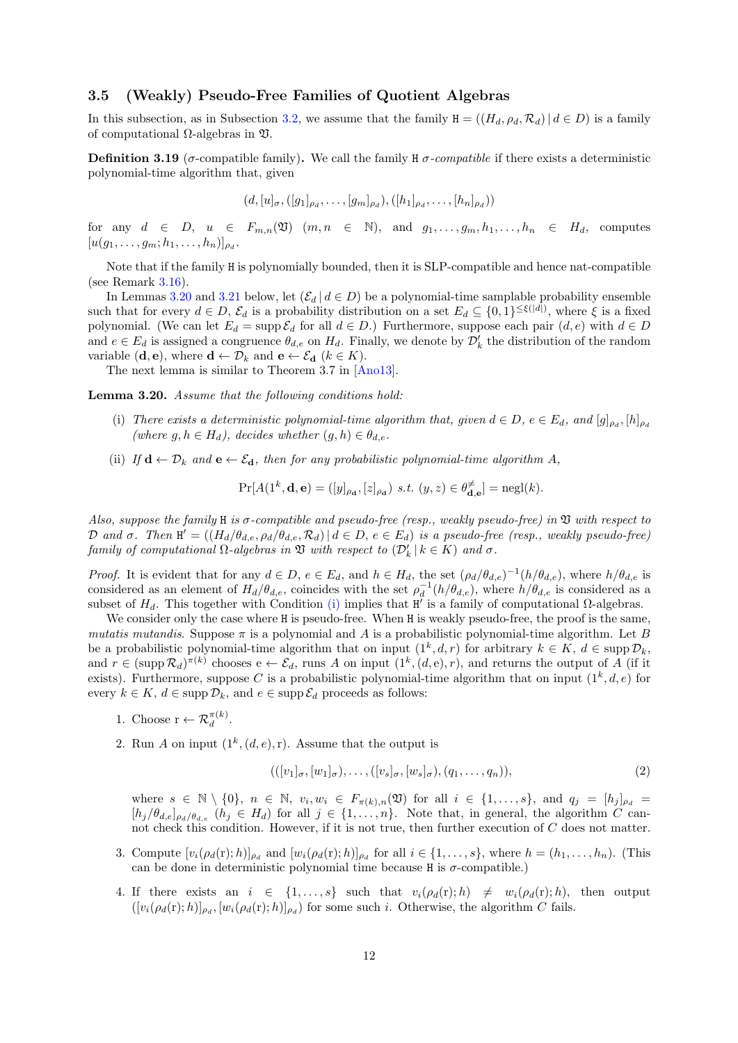### 3.5 (Weakly) Pseudo-Free Families of Quotient Algebras

In this subsection, as in Subsection 3.2, we assume that the family $\mathtt{H} = ((H_d, \rho_d, \mathcal{R}_d) \mid d \in D)$ is a family of computational $\Omega$-algebras in $\mathfrak{V}$.

**Definition 3.19** ($\sigma$-compatible family)**.** We call the family $\mathtt{H}$ *$\sigma$-compatible* if there exists a deterministic polynomial-time algorithm that, given

$$(d, [u]_\sigma, ([g_1]_{\rho_d}, \dots, [g_m]_{\rho_d}), ([h_1]_{\rho_d}, \dots, [h_n]_{\rho_d}))$$

for any $d \in D$, $u \in F_{m,n}(\mathfrak{V})$ $(m, n \in \mathbb{N})$, and $g_1, \dots, g_m, h_1, \dots, h_n \in H_d$, computes $[u(g_1, \dots, g_m; h_1, \dots, h_n)]_{\rho_d}$.

Note that if the family $\mathtt{H}$ is polynomially bounded, then it is SLP-compatible and hence nat-compatible (see Remark 3.16).

In Lemmas 3.20 and 3.21 below, let $(\mathcal{E}_d \mid d \in D)$ be a polynomial-time samplable probability ensemble such that for every $d \in D$, $\mathcal{E}_d$ is a probability distribution on a set $E_d \subseteq \{0,1\}^{\le \xi(|d|)}$, where $\xi$ is a fixed polynomial. (We can let $E_d = \operatorname{supp} \mathcal{E}_d$ for all $d \in D$.) Furthermore, suppose each pair $(d, e)$ with $d \in D$ and $e \in E_d$ is assigned a congruence $\theta_{d,e}$ on $H_d$. Finally, we denote by $\mathcal{D}'_k$ the distribution of the random variable $(\mathbf{d}, \mathbf{e})$, where $\mathbf{d} \leftarrow \mathcal{D}_k$ and $\mathbf{e} \leftarrow \mathcal{E}_{\mathbf{d}}$ $(k \in K)$.

The next lemma is similar to Theorem 3.7 in [Ano13].

**Lemma 3.20.** *Assume that the following conditions hold:*

- (i) *There exists a deterministic polynomial-time algorithm that, given $d \in D$, $e \in E_d$, and $[g]_{\rho_d}, [h]_{\rho_d}$ (where $g, h \in H_d$), decides whether $(g, h) \in \theta_{d,e}$.*
- (ii) *If $\mathbf{d} \leftarrow \mathcal{D}_k$ and $\mathbf{e} \leftarrow \mathcal{E}_{\mathbf{d}}$, then for any probabilistic polynomial-time algorithm $A$,*

$$\Pr[A(1^k, \mathbf{d}, \mathbf{e}) = ([y]_{\rho_{\mathbf{d}}}, [z]_{\rho_{\mathbf{d}}}) \text{ s.t. } (y, z) \in \theta^{\neq}_{\mathbf{d},\mathbf{e}}] = \operatorname{negl}(k).$$

*Also, suppose the family $\mathtt{H}$ is $\sigma$-compatible and pseudo-free (resp., weakly pseudo-free) in $\mathfrak{V}$ with respect to $\mathcal{D}$ and $\sigma$. Then $\mathtt{H}' = ((H_d/\theta_{d,e}, \rho_d/\theta_{d,e}, \mathcal{R}_d) \mid d \in D,\ e \in E_d)$ is a pseudo-free (resp., weakly pseudo-free) family of computational $\Omega$-algebras in $\mathfrak{V}$ with respect to $(\mathcal{D}'_k \mid k \in K)$ and $\sigma$.*

*Proof.* It is evident that for any $d \in D$, $e \in E_d$, and $h \in H_d$, the set $(\rho_d/\theta_{d,e})^{-1}(h/\theta_{d,e})$, where $h/\theta_{d,e}$ is considered as an element of $H_d/\theta_{d,e}$, coincides with the set $\rho_d^{-1}(h/\theta_{d,e})$, where $h/\theta_{d,e}$ is considered as a subset of $H_d$. This together with Condition (i) implies that $\mathtt{H}'$ is a family of computational $\Omega$-algebras.

We consider only the case where $\mathtt{H}$ is pseudo-free. When $\mathtt{H}$ is weakly pseudo-free, the proof is the same, *mutatis mutandis*. Suppose $\pi$ is a polynomial and $A$ is a probabilistic polynomial-time algorithm. Let $B$ be a probabilistic polynomial-time algorithm that on input $(1^k, d, r)$ for arbitrary $k \in K$, $d \in \operatorname{supp} \mathcal{D}_k$, and $r \in (\operatorname{supp} \mathcal{R}_d)^{\pi(k)}$ chooses $\mathrm{e} \leftarrow \mathcal{E}_d$, runs $A$ on input $(1^k, (d, \mathrm{e}), r)$, and returns the output of $A$ (if it exists). Furthermore, suppose $C$ is a probabilistic polynomial-time algorithm that on input $(1^k, d, e)$ for every $k \in K$, $d \in \operatorname{supp} \mathcal{D}_k$, and $e \in \operatorname{supp} \mathcal{E}_d$ proceeds as follows:

1. Choose $\mathrm{r} \leftarrow \mathcal{R}_d^{\pi(k)}$.
2. Run $A$ on input $(1^k, (d, e), \mathrm{r})$. Assume that the output is

$$(([v_1]_\sigma, [w_1]_\sigma), \dots, ([v_s]_\sigma, [w_s]_\sigma), (q_1, \dots, q_n)), \tag{2}$$

   where $s \in \mathbb{N} \setminus \{0\}$, $n \in \mathbb{N}$, $v_i, w_i \in F_{\pi(k),n}(\mathfrak{V})$ for all $i \in \{1, \dots, s\}$, and $q_j = [h_j]_{\rho_d} = [h_j/\theta_{d,e}]_{\rho_d/\theta_{d,e}}$ $(h_j \in H_d)$ for all $j \in \{1, \dots, n\}$. Note that, in general, the algorithm $C$ cannot check this condition. However, if it is not true, then further execution of $C$ does not matter.
3. Compute $[v_i(\rho_d(\mathrm{r}); h)]_{\rho_d}$ and $[w_i(\rho_d(\mathrm{r}); h)]_{\rho_d}$ for all $i \in \{1, \dots, s\}$, where $h = (h_1, \dots, h_n)$. (This can be done in deterministic polynomial time because $\mathtt{H}$ is $\sigma$-compatible.)
4. If there exists an $i \in \{1, \dots, s\}$ such that $v_i(\rho_d(\mathrm{r}); h) \neq w_i(\rho_d(\mathrm{r}); h)$, then output $([v_i(\rho_d(\mathrm{r}); h)]_{\rho_d}, [w_i(\rho_d(\mathrm{r}); h)]_{\rho_d})$ for some such $i$. Otherwise, the algorithm $C$ fails.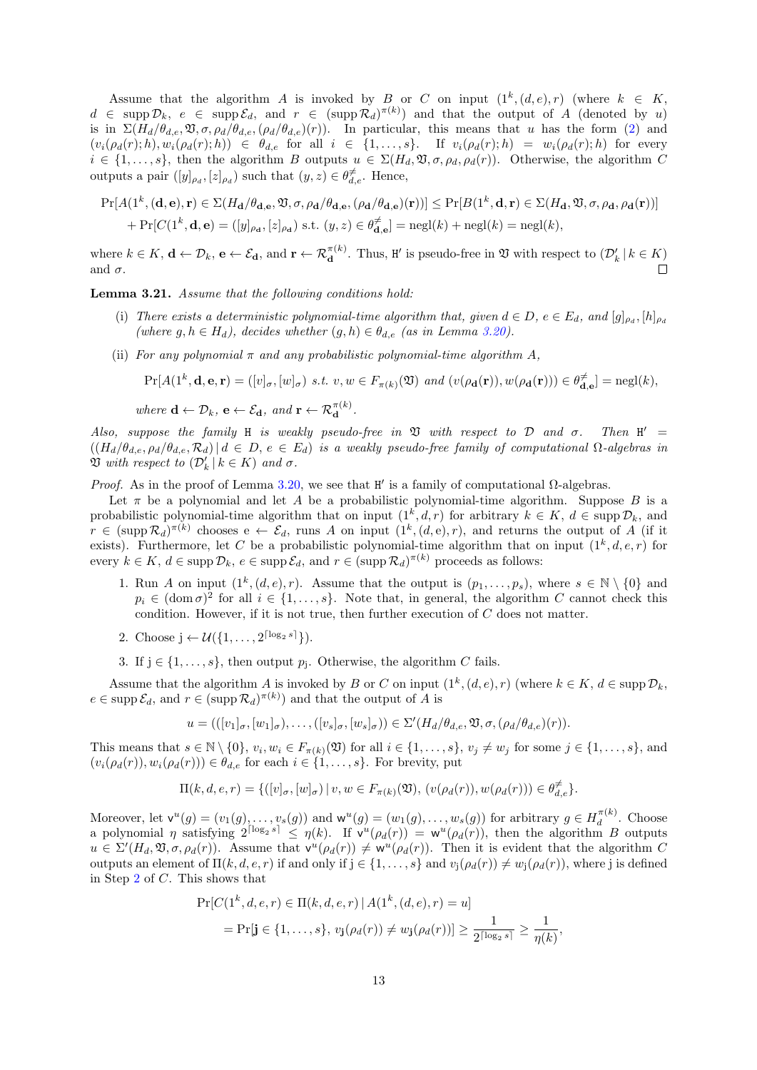Assume that the algorithm $A$ is invoked by $B$ or $C$ on input $(1^k, (d, e), r)$ (where $k \in K$, $d \in \operatorname{supp} \mathcal{D}_k$, $e \in \operatorname{supp} \mathcal{E}_d$, and $r \in (\operatorname{supp} \mathcal{R}_d)^{\pi(k)}$) and that the output of $A$ (denoted by $u$) is in $\Sigma(H_d/\theta_{d,e}, \mathfrak{V}, \sigma, \rho_d/\theta_{d,e}, (\rho_d/\theta_{d,e})(r))$. In particular, this means that $u$ has the form (2) and $(v_i(\rho_d(r); h), w_i(\rho_d(r); h)) \in \theta_{d,e}$ for all $i \in \{1, \dots, s\}$. If $v_i(\rho_d(r); h) = w_i(\rho_d(r); h)$ for every $i \in \{1, \dots, s\}$, then the algorithm $B$ outputs $u \in \Sigma(H_d, \mathfrak{V}, \sigma, \rho_d, \rho_d(r))$. Otherwise, the algorithm $C$ outputs a pair $([y]_{\rho_d}, [z]_{\rho_d})$ such that $(y, z) \in \theta^{\neq}_{d,e}$. Hence,

$$
\begin{aligned}
\Pr[A(1^k, (\mathbf{d}, \mathbf{e}), \mathbf{r}) \in \Sigma(H_{\mathbf{d}}/\theta_{\mathbf{d},\mathbf{e}}, \mathfrak{V}, \sigma, \rho_{\mathbf{d}}/\theta_{\mathbf{d},\mathbf{e}}, (\rho_{\mathbf{d}}/\theta_{\mathbf{d},\mathbf{e}})(\mathbf{r}))] &\le \Pr[B(1^k, \mathbf{d}, \mathbf{r}) \in \Sigma(H_{\mathbf{d}}, \mathfrak{V}, \sigma, \rho_{\mathbf{d}}, \rho_{\mathbf{d}}(\mathbf{r}))] \\
+ \Pr[C(1^k, \mathbf{d}, \mathbf{e}) = ([y]_{\rho_{\mathbf{d}}}, [z]_{\rho_{\mathbf{d}}}) \text{ s.t. } (y, z) \in \theta^{\neq}_{\mathbf{d},\mathbf{e}}] &= \operatorname{negl}(k) + \operatorname{negl}(k) = \operatorname{negl}(k),
\end{aligned}
$$

where $k \in K$, $\mathbf{d} \leftarrow \mathcal{D}_k$, $\mathbf{e} \leftarrow \mathcal{E}_{\mathbf{d}}$, and $\mathbf{r} \leftarrow \mathcal{R}^{\pi(k)}_{\mathbf{d}}$. Thus, $\mathtt{H}'$ is pseudo-free in $\mathfrak{V}$ with respect to $(\mathcal{D}'_k \mid k \in K)$ and $\sigma$. □

**Lemma 3.21.** *Assume that the following conditions hold:*

(i) *There exists a deterministic polynomial-time algorithm that, given $d \in D$, $e \in E_d$, and $[g]_{\rho_d}, [h]_{\rho_d}$ (where $g, h \in H_d$), decides whether $(g, h) \in \theta_{d,e}$ (as in Lemma 3.20).*

(ii) *For any polynomial $\pi$ and any probabilistic polynomial-time algorithm $A$,*

$$\Pr[A(1^k, \mathbf{d}, \mathbf{e}, \mathbf{r}) = ([v]_\sigma, [w]_\sigma) \text{ s.t. } v, w \in F_{\pi(k)}(\mathfrak{V}) \text{ and } (v(\rho_{\mathbf{d}}(\mathbf{r})), w(\rho_{\mathbf{d}}(\mathbf{r}))) \in \theta^{\neq}_{\mathbf{d},\mathbf{e}}] = \operatorname{negl}(k),$$

*where $\mathbf{d} \leftarrow \mathcal{D}_k$, $\mathbf{e} \leftarrow \mathcal{E}_{\mathbf{d}}$, and $\mathbf{r} \leftarrow \mathcal{R}^{\pi(k)}_{\mathbf{d}}$.*

*Also, suppose the family $\mathtt{H}$ is weakly pseudo-free in $\mathfrak{V}$ with respect to $\mathcal{D}$ and $\sigma$. Then $\mathtt{H}' = ((H_d/\theta_{d,e}, \rho_d/\theta_{d,e}, \mathcal{R}_d) \mid d \in D, e \in E_d)$ is a weakly pseudo-free family of computational $\Omega$-algebras in $\mathfrak{V}$ with respect to $(\mathcal{D}'_k \mid k \in K)$ and $\sigma$.*

*Proof.* As in the proof of Lemma 3.20, we see that $\mathtt{H}'$ is a family of computational $\Omega$-algebras.

Let $\pi$ be a polynomial and let $A$ be a probabilistic polynomial-time algorithm. Suppose $B$ is a probabilistic polynomial-time algorithm that on input $(1^k, d, r)$ for arbitrary $k \in K$, $d \in \operatorname{supp} \mathcal{D}_k$, and $r \in (\operatorname{supp} \mathcal{R}_d)^{\pi(k)}$ chooses $\mathrm{e} \leftarrow \mathcal{E}_d$, runs $A$ on input $(1^k, (d, \mathrm{e}), r)$, and returns the output of $A$ (if it exists). Furthermore, let $C$ be a probabilistic polynomial-time algorithm that on input $(1^k, d, e, r)$ for every $k \in K$, $d \in \operatorname{supp} \mathcal{D}_k$, $e \in \operatorname{supp} \mathcal{E}_d$, and $r \in (\operatorname{supp} \mathcal{R}_d)^{\pi(k)}$ proceeds as follows:

1. Run $A$ on input $(1^k, (d, e), r)$. Assume that the output is $(p_1, \dots, p_s)$, where $s \in \mathbb{N} \setminus \{0\}$ and $p_i \in (\operatorname{dom} \sigma)^2$ for all $i \in \{1, \dots, s\}$. Note that, in general, the algorithm $C$ cannot check this condition. However, if it is not true, then further execution of $C$ does not matter.
2. Choose $\mathrm{j} \leftarrow \mathcal{U}(\{1, \dots, 2^{\lceil \log_2 s \rceil}\})$.
3. If $\mathrm{j} \in \{1, \dots, s\}$, then output $p_{\mathrm{j}}$. Otherwise, the algorithm $C$ fails.

Assume that the algorithm $A$ is invoked by $B$ or $C$ on input $(1^k, (d, e), r)$ (where $k \in K$, $d \in \operatorname{supp} \mathcal{D}_k$, $e \in \operatorname{supp} \mathcal{E}_d$, and $r \in (\operatorname{supp} \mathcal{R}_d)^{\pi(k)}$) and that the output of $A$ is

$$u = (([v_1]_\sigma, [w_1]_\sigma), \dots, ([v_s]_\sigma, [w_s]_\sigma)) \in \Sigma'(H_d/\theta_{d,e}, \mathfrak{V}, \sigma, (\rho_d/\theta_{d,e})(r)).$$

This means that $s \in \mathbb{N} \setminus \{0\}$, $v_i, w_i \in F_{\pi(k)}(\mathfrak{V})$ for all $i \in \{1, \dots, s\}$, $v_j \ne w_j$ for some $j \in \{1, \dots, s\}$, and $(v_i(\rho_d(r)), w_i(\rho_d(r))) \in \theta_{d,e}$ for each $i \in \{1, \dots, s\}$. For brevity, put

$$\Pi(k, d, e, r) = \{([v]_\sigma, [w]_\sigma) \mid v, w \in F_{\pi(k)}(\mathfrak{V}),\ (v(\rho_d(r)), w(\rho_d(r))) \in \theta^{\neq}_{d,e}\}.$$

Moreover, let $\mathsf{v}^u(g) = (v_1(g), \dots, v_s(g))$ and $\mathsf{w}^u(g) = (w_1(g), \dots, w_s(g))$ for arbitrary $g \in H_d^{\pi(k)}$. Choose a polynomial $\eta$ satisfying $2^{\lceil \log_2 s \rceil} \le \eta(k)$. If $\mathsf{v}^u(\rho_d(r)) = \mathsf{w}^u(\rho_d(r))$, then the algorithm $B$ outputs $u \in \Sigma'(H_d, \mathfrak{V}, \sigma, \rho_d(r))$. Assume that $\mathsf{v}^u(\rho_d(r)) \ne \mathsf{w}^u(\rho_d(r))$. Then it is evident that the algorithm $C$ outputs an element of $\Pi(k, d, e, r)$ if and only if $\mathrm{j} \in \{1, \dots, s\}$ and $v_{\mathrm{j}}(\rho_d(r)) \ne w_{\mathrm{j}}(\rho_d(r))$, where $\mathrm{j}$ is defined in Step 2 of $C$. This shows that

$$
\begin{aligned}
&\Pr[C(1^k, d, e, r) \in \Pi(k, d, e, r) \mid A(1^k, (d, e), r) = u] \\
&\quad = \Pr[\mathbf{j} \in \{1, \dots, s\},\ v_{\mathbf{j}}(\rho_d(r)) \ne w_{\mathbf{j}}(\rho_d(r))] \ge \frac{1}{2^{\lceil \log_2 s \rceil}} \ge \frac{1}{\eta(k)},
\end{aligned}
$$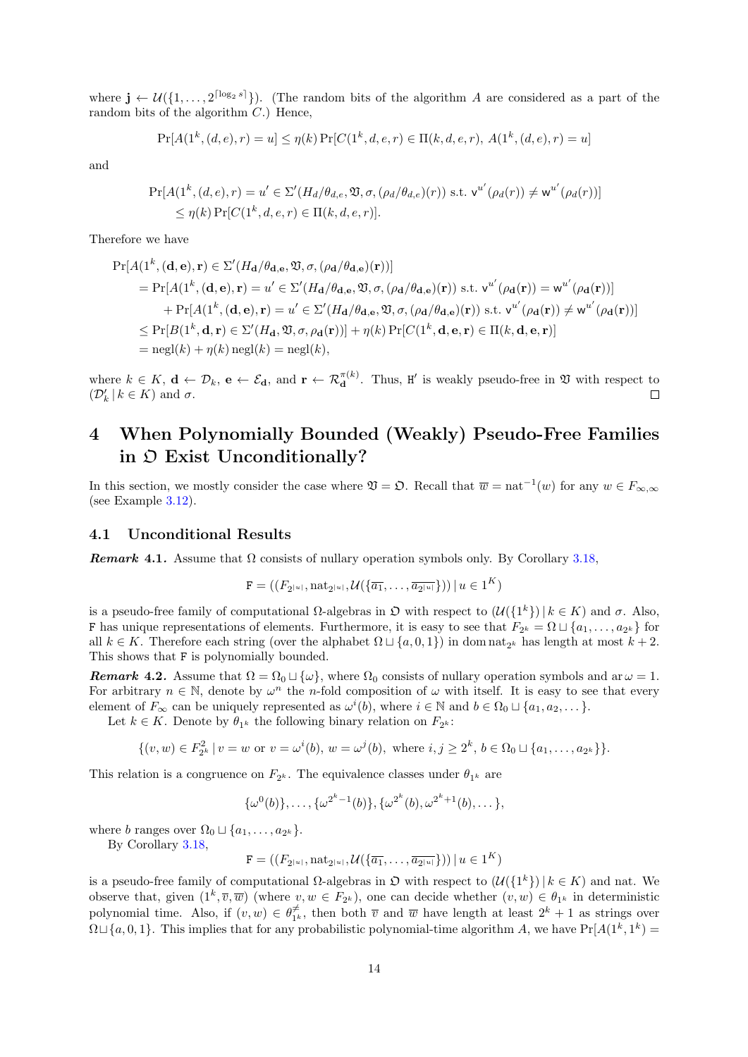where $\mathbf{j} \leftarrow \mathcal{U}(\{1, \dots, 2^{\lceil \log_2 s \rceil}\})$. (The random bits of the algorithm $A$ are considered as a part of the random bits of the algorithm $C$.) Hence,

$$\Pr[A(1^k, (d, e), r) = u] \le \eta(k) \Pr[C(1^k, d, e, r) \in \Pi(k, d, e, r),\ A(1^k, (d, e), r) = u]$$

and

$$\begin{aligned}
&\Pr[A(1^k, (d, e), r) = u' \in \Sigma'(H_d/\theta_{d,e}, \mathfrak{V}, \sigma, (\rho_d/\theta_{d,e})(r)) \text{ s.t. } \mathsf{v}^{u'}(\rho_d(r)) \ne \mathsf{w}^{u'}(\rho_d(r))] \\
&\quad \le \eta(k) \Pr[C(1^k, d, e, r) \in \Pi(k, d, e, r)].
\end{aligned}$$

Therefore we have

$$\begin{aligned}
&\Pr[A(1^k, (\mathbf{d}, \mathbf{e}), \mathbf{r}) \in \Sigma'(H_{\mathbf{d}}/\theta_{\mathbf{d},\mathbf{e}}, \mathfrak{V}, \sigma, (\rho_{\mathbf{d}}/\theta_{\mathbf{d},\mathbf{e}})(\mathbf{r}))] \\
&= \Pr[A(1^k, (\mathbf{d}, \mathbf{e}), \mathbf{r}) = u' \in \Sigma'(H_{\mathbf{d}}/\theta_{\mathbf{d},\mathbf{e}}, \mathfrak{V}, \sigma, (\rho_{\mathbf{d}}/\theta_{\mathbf{d},\mathbf{e}})(\mathbf{r})) \text{ s.t. } \mathsf{v}^{u'}(\rho_{\mathbf{d}}(\mathbf{r})) = \mathsf{w}^{u'}(\rho_{\mathbf{d}}(\mathbf{r}))] \\
&\quad + \Pr[A(1^k, (\mathbf{d}, \mathbf{e}), \mathbf{r}) = u' \in \Sigma'(H_{\mathbf{d}}/\theta_{\mathbf{d},\mathbf{e}}, \mathfrak{V}, \sigma, (\rho_{\mathbf{d}}/\theta_{\mathbf{d},\mathbf{e}})(\mathbf{r})) \text{ s.t. } \mathsf{v}^{u'}(\rho_{\mathbf{d}}(\mathbf{r})) \ne \mathsf{w}^{u'}(\rho_{\mathbf{d}}(\mathbf{r}))] \\
&\le \Pr[B(1^k, \mathbf{d}, \mathbf{r}) \in \Sigma'(H_{\mathbf{d}}, \mathfrak{V}, \sigma, \rho_{\mathbf{d}}(\mathbf{r}))] + \eta(k) \Pr[C(1^k, \mathbf{d}, \mathbf{e}, \mathbf{r}) \in \Pi(k, \mathbf{d}, \mathbf{e}, \mathbf{r})] \\
&= \operatorname{negl}(k) + \eta(k) \operatorname{negl}(k) = \operatorname{negl}(k),
\end{aligned}$$

where $k \in K$, $\mathbf{d} \leftarrow \mathcal{D}_k$, $\mathbf{e} \leftarrow \mathcal{E}_{\mathbf{d}}$, and $\mathbf{r} \leftarrow \mathcal{R}_{\mathbf{d}}^{\pi(k)}$. Thus, $\mathtt{H}'$ is weakly pseudo-free in $\mathfrak{V}$ with respect to $(\mathcal{D}'_k \,|\, k \in K)$ and $\sigma$. ∎

# 4 When Polynomially Bounded (Weakly) Pseudo-Free Families in $\mathfrak{O}$ Exist Unconditionally?

In this section, we mostly consider the case where $\mathfrak{V} = \mathfrak{O}$. Recall that $\overline{w} = \operatorname{nat}^{-1}(w)$ for any $w \in F_{\infty,\infty}$ (see Example 3.12).

## 4.1 Unconditional Results

***Remark* 4.1.** Assume that $\Omega$ consists of nullary operation symbols only. By Corollary 3.18,

$$\mathtt{F} = ((F_{2^{|u|}}, \operatorname{nat}_{2^{|u|}}, \mathcal{U}(\{\overline{a_1}, \dots, \overline{a_{2^{|u|}}}\})) \,|\, u \in 1^K)$$

is a pseudo-free family of computational $\Omega$-algebras in $\mathfrak{O}$ with respect to $(\mathcal{U}(\{1^k\}) \,|\, k \in K)$ and $\sigma$. Also, $\mathtt{F}$ has unique representations of elements. Furthermore, it is easy to see that $F_{2^k} = \Omega \sqcup \{a_1, \dots, a_{2^k}\}$ for all $k \in K$. Therefore each string (over the alphabet $\Omega \sqcup \{a, 0, 1\}$) in $\operatorname{dom} \operatorname{nat}_{2^k}$ has length at most $k + 2$. This shows that $\mathtt{F}$ is polynomially bounded.

***Remark* 4.2.** Assume that $\Omega = \Omega_0 \sqcup \{\omega\}$, where $\Omega_0$ consists of nullary operation symbols and $\operatorname{ar} \omega = 1$. For arbitrary $n \in \mathbb{N}$, denote by $\omega^n$ the $n$-fold composition of $\omega$ with itself. It is easy to see that every element of $F_\infty$ can be uniquely represented as $\omega^i(b)$, where $i \in \mathbb{N}$ and $b \in \Omega_0 \sqcup \{a_1, a_2, \dots\}$.

Let $k \in K$. Denote by $\theta_{1^k}$ the following binary relation on $F_{2^k}$:

$$\{(v, w) \in F_{2^k}^2 \,|\, v = w \text{ or } v = \omega^i(b),\ w = \omega^j(b), \text{ where } i, j \ge 2^k,\ b \in \Omega_0 \sqcup \{a_1, \dots, a_{2^k}\}\}.$$

This relation is a congruence on $F_{2^k}$. The equivalence classes under $\theta_{1^k}$ are

$$\{\omega^0(b)\}, \dots, \{\omega^{2^k-1}(b)\}, \{\omega^{2^k}(b), \omega^{2^k+1}(b), \dots\},$$

where $b$ ranges over $\Omega_0 \sqcup \{a_1, \dots, a_{2^k}\}$.

By Corollary 3.18,

$$\mathtt{F} = ((F_{2^{|u|}}, \operatorname{nat}_{2^{|u|}}, \mathcal{U}(\{\overline{a_1}, \dots, \overline{a_{2^{|u|}}}\})) \,|\, u \in 1^K)$$

is a pseudo-free family of computational $\Omega$-algebras in $\mathfrak{O}$ with respect to $(\mathcal{U}(\{1^k\}) \,|\, k \in K)$ and nat. We observe that, given $(1^k, \overline{v}, \overline{w})$ (where $v, w \in F_{2^k}$), one can decide whether $(v, w) \in \theta_{1^k}$ in deterministic polynomial time. Also, if $(v, w) \in \theta_{1^k}^{\ne}$, then both $\overline{v}$ and $\overline{w}$ have length at least $2^k + 1$ as strings over $\Omega \sqcup \{a, 0, 1\}$. This implies that for any probabilistic polynomial-time algorithm $A$, we have $\Pr[A(1^k, 1^k) =$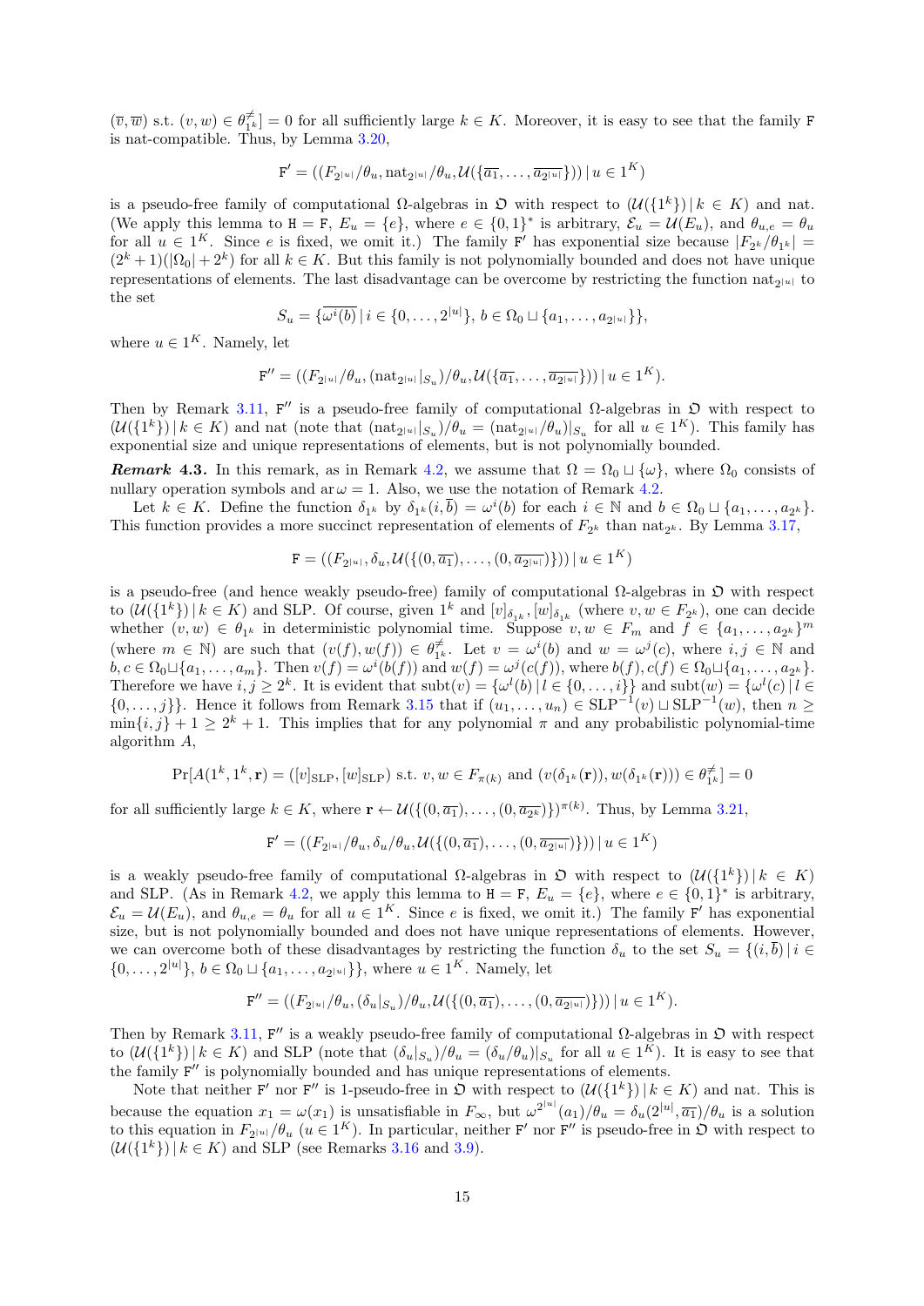$(\overline{v}, \overline{w})$ s.t. $(v, w) \in \theta^{\neq}_{1^k}] = 0$ for all sufficiently large $k \in K$. Moreover, it is easy to see that the family $\mathtt{F}$ is nat-compatible. Thus, by Lemma 3.20,

$$\mathtt{F}' = ((F_{2^{|u|}}/\theta_u, \mathrm{nat}_{2^{|u|}}/\theta_u, \mathcal{U}(\{\overline{a_1}, \dots, \overline{a_{2^{|u|}}}\})) \,|\, u \in 1^K)$$

is a pseudo-free family of computational $\Omega$-algebras in $\mathfrak{O}$ with respect to $(\mathcal{U}(\{1^k\}) \,|\, k \in K)$ and nat. (We apply this lemma to $\mathtt{H} = \mathtt{F}$, $E_u = \{e\}$, where $e \in \{0,1\}^*$ is arbitrary, $\mathcal{E}_u = \mathcal{U}(E_u)$, and $\theta_{u,e} = \theta_u$ for all $u \in 1^K$. Since $e$ is fixed, we omit it.) The family $\mathtt{F}'$ has exponential size because $|F_{2^k}/\theta_{1^k}| = (2^k+1)(|\Omega_0| + 2^k)$ for all $k \in K$. But this family is not polynomially bounded and does not have unique representations of elements. The last disadvantage can be overcome by restricting the function $\mathrm{nat}_{2^{|u|}}$ to the set

$$S_u = \{\overline{\omega^i(b)} \,|\, i \in \{0, \dots, 2^{|u|}\},\ b \in \Omega_0 \sqcup \{a_1, \dots, a_{2^{|u|}}\}\},$$

where $u \in 1^K$. Namely, let

$$\mathtt{F}'' = ((F_{2^{|u|}}/\theta_u, (\mathrm{nat}_{2^{|u|}}|_{S_u})/\theta_u, \mathcal{U}(\{\overline{a_1}, \dots, \overline{a_{2^{|u|}}}\})) \,|\, u \in 1^K).$$

Then by Remark 3.11, $\mathtt{F}''$ is a pseudo-free family of computational $\Omega$-algebras in $\mathfrak{O}$ with respect to $(\mathcal{U}(\{1^k\}) \,|\, k \in K)$ and nat (note that $(\mathrm{nat}_{2^{|u|}}|_{S_u})/\theta_u = (\mathrm{nat}_{2^{|u|}}/\theta_u)|_{S_u}$ for all $u \in 1^K$). This family has exponential size and unique representations of elements, but is not polynomially bounded.

***Remark* 4.3.** In this remark, as in Remark 4.2, we assume that $\Omega = \Omega_0 \sqcup \{\omega\}$, where $\Omega_0$ consists of nullary operation symbols and $\operatorname{ar}\omega = 1$. Also, we use the notation of Remark 4.2.

Let $k \in K$. Define the function $\delta_{1^k}$ by $\delta_{1^k}(i, \overline{b}) = \omega^i(b)$ for each $i \in \mathbb{N}$ and $b \in \Omega_0 \sqcup \{a_1, \dots, a_{2^k}\}$. This function provides a more succinct representation of elements of $F_{2^k}$ than $\mathrm{nat}_{2^k}$. By Lemma 3.17,

$$\mathtt{F} = ((F_{2^{|u|}}, \delta_u, \mathcal{U}(\{(0, \overline{a_1}), \dots, (0, \overline{a_{2^{|u|}}})\})) \,|\, u \in 1^K)$$

is a pseudo-free (and hence weakly pseudo-free) family of computational $\Omega$-algebras in $\mathfrak{O}$ with respect to $(\mathcal{U}(\{1^k\}) \,|\, k \in K)$ and SLP. Of course, given $1^k$ and $[v]_{\delta_{1^k}}, [w]_{\delta_{1^k}}$ (where $v, w \in F_{2^k}$), one can decide whether $(v, w) \in \theta_{1^k}$ in deterministic polynomial time. Suppose $v, w \in F_m$ and $f \in \{a_1, \dots, a_{2^k}\}^m$ (where $m \in \mathbb{N}$) are such that $(v(f), w(f)) \in \theta^{\neq}_{1^k}$. Let $v = \omega^i(b)$ and $w = \omega^j(c)$, where $i, j \in \mathbb{N}$ and $b, c \in \Omega_0 \sqcup \{a_1, \dots, a_m\}$. Then $v(f) = \omega^i(b(f))$ and $w(f) = \omega^j(c(f))$, where $b(f), c(f) \in \Omega_0 \sqcup \{a_1, \dots, a_{2^k}\}$. Therefore we have $i, j \ge 2^k$. It is evident that $\mathrm{subt}(v) = \{\omega^l(b) \,|\, l \in \{0, \dots, i\}\}$ and $\mathrm{subt}(w) = \{\omega^l(c) \,|\, l \in \{0, \dots, j\}\}$. Hence it follows from Remark 3.15 that if $(u_1, \dots, u_n) \in \mathrm{SLP}^{-1}(v) \sqcup \mathrm{SLP}^{-1}(w)$, then $n \ge \min\{i, j\} + 1 \ge 2^k + 1$. This implies that for any polynomial $\pi$ and any probabilistic polynomial-time algorithm $A$,

$$\Pr[A(1^k, 1^k, \mathbf{r}) = ([v]_{\mathrm{SLP}}, [w]_{\mathrm{SLP}}) \text{ s.t. } v, w \in F_{\pi(k)} \text{ and } (v(\delta_{1^k}(\mathbf{r})), w(\delta_{1^k}(\mathbf{r}))) \in \theta^{\neq}_{1^k}] = 0$$

for all sufficiently large $k \in K$, where $\mathbf{r} \leftarrow \mathcal{U}(\{(0, \overline{a_1}), \dots, (0, \overline{a_{2^k}})\})^{\pi(k)}$. Thus, by Lemma 3.21,

$$\mathtt{F}' = ((F_{2^{|u|}}/\theta_u, \delta_u/\theta_u, \mathcal{U}(\{(0, \overline{a_1}), \dots, (0, \overline{a_{2^{|u|}}})\})) \,|\, u \in 1^K)$$

is a weakly pseudo-free family of computational $\Omega$-algebras in $\mathfrak{O}$ with respect to $(\mathcal{U}(\{1^k\}) \,|\, k \in K)$ and SLP. (As in Remark 4.2, we apply this lemma to $\mathtt{H} = \mathtt{F}$, $E_u = \{e\}$, where $e \in \{0,1\}^*$ is arbitrary, $\mathcal{E}_u = \mathcal{U}(E_u)$, and $\theta_{u,e} = \theta_u$ for all $u \in 1^K$. Since $e$ is fixed, we omit it.) The family $\mathtt{F}'$ has exponential size, but is not polynomially bounded and does not have unique representations of elements. However, we can overcome both of these disadvantages by restricting the function $\delta_u$ to the set $S_u = \{(i, \overline{b}) \,|\, i \in \{0, \dots, 2^{|u|}\},\ b \in \Omega_0 \sqcup \{a_1, \dots, a_{2^{|u|}}\}\}$, where $u \in 1^K$. Namely, let

$$\mathtt{F}'' = ((F_{2^{|u|}}/\theta_u, (\delta_u|_{S_u})/\theta_u, \mathcal{U}(\{(0, \overline{a_1}), \dots, (0, \overline{a_{2^{|u|}}})\})) \,|\, u \in 1^K).$$

Then by Remark 3.11, $\mathtt{F}''$ is a weakly pseudo-free family of computational $\Omega$-algebras in $\mathfrak{O}$ with respect to $(\mathcal{U}(\{1^k\}) \,|\, k \in K)$ and SLP (note that $(\delta_u|_{S_u})/\theta_u = (\delta_u/\theta_u)|_{S_u}$ for all $u \in 1^K$). It is easy to see that the family $\mathtt{F}''$ is polynomially bounded and has unique representations of elements.

Note that neither $\mathtt{F}'$ nor $\mathtt{F}''$ is 1-pseudo-free in $\mathfrak{O}$ with respect to $(\mathcal{U}(\{1^k\}) \,|\, k \in K)$ and nat. This is because the equation $x_1 = \omega(x_1)$ is unsatisfiable in $F_\infty$, but $\omega^{2^{|u|}}(a_1)/\theta_u = \delta_u(2^{|u|}, \overline{a_1})/\theta_u$ is a solution to this equation in $F_{2^{|u|}}/\theta_u$ ($u \in 1^K$). In particular, neither $\mathtt{F}'$ nor $\mathtt{F}''$ is pseudo-free in $\mathfrak{O}$ with respect to $(\mathcal{U}(\{1^k\}) \,|\, k \in K)$ and SLP (see Remarks 3.16 and 3.9).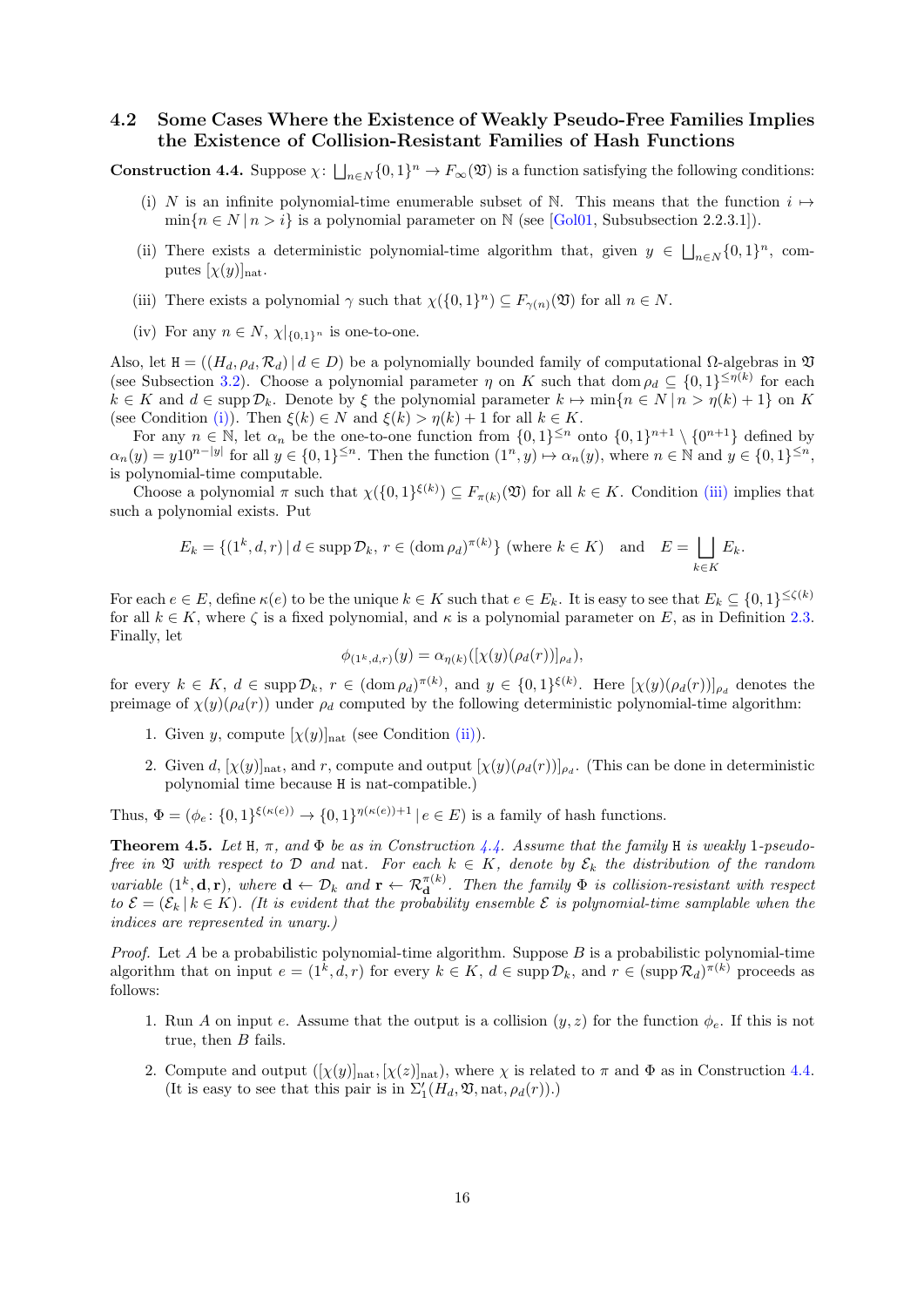## 4.2 Some Cases Where the Existence of Weakly Pseudo-Free Families Implies the Existence of Collision-Resistant Families of Hash Functions

**Construction 4.4.** Suppose $\chi\colon \bigsqcup_{n\in N}\{0,1\}^n \to F_\infty(\mathfrak{V})$ is a function satisfying the following conditions:

(i) $N$ is an infinite polynomial-time enumerable subset of $\mathbb{N}$. This means that the function $i \mapsto \min\{n \in N \mid n > i\}$ is a polynomial parameter on $\mathbb{N}$ (see [Gol01, Subsubsection 2.2.3.1]).

(ii) There exists a deterministic polynomial-time algorithm that, given $y \in \bigsqcup_{n\in N}\{0,1\}^n$, computes $[\chi(y)]_{\mathrm{nat}}$.

(iii) There exists a polynomial $\gamma$ such that $\chi(\{0,1\}^n) \subseteq F_{\gamma(n)}(\mathfrak{V})$ for all $n \in N$.

(iv) For any $n \in N$, $\chi|_{\{0,1\}^n}$ is one-to-one.

Also, let $\mathtt{H} = ((H_d, \rho_d, \mathcal{R}_d) \mid d \in D)$ be a polynomially bounded family of computational $\Omega$-algebras in $\mathfrak{V}$ (see Subsection 3.2). Choose a polynomial parameter $\eta$ on $K$ such that $\operatorname{dom}\rho_d \subseteq \{0,1\}^{\le\eta(k)}$ for each $k \in K$ and $d \in \operatorname{supp}\mathcal{D}_k$. Denote by $\xi$ the polynomial parameter $k \mapsto \min\{n \in N \mid n > \eta(k)+1\}$ on $K$ (see Condition (i)). Then $\xi(k) \in N$ and $\xi(k) > \eta(k)+1$ for all $k \in K$.

For any $n \in \mathbb{N}$, let $\alpha_n$ be the one-to-one function from $\{0,1\}^{\le n}$ onto $\{0,1\}^{n+1} \setminus \{0^{n+1}\}$ defined by $\alpha_n(y) = y10^{n-|y|}$ for all $y \in \{0,1\}^{\le n}$. Then the function $(1^n, y) \mapsto \alpha_n(y)$, where $n \in \mathbb{N}$ and $y \in \{0,1\}^{\le n}$, is polynomial-time computable.

Choose a polynomial $\pi$ such that $\chi(\{0,1\}^{\xi(k)}) \subseteq F_{\pi(k)}(\mathfrak{V})$ for all $k \in K$. Condition (iii) implies that such a polynomial exists. Put

$$E_k = \{(1^k, d, r) \mid d \in \operatorname{supp}\mathcal{D}_k,\ r \in (\operatorname{dom}\rho_d)^{\pi(k)}\} \text{ (where } k \in K) \quad \text{and} \quad E = \bigsqcup_{k\in K} E_k.$$

For each $e \in E$, define $\kappa(e)$ to be the unique $k \in K$ such that $e \in E_k$. It is easy to see that $E_k \subseteq \{0,1\}^{\le\zeta(k)}$ for all $k \in K$, where $\zeta$ is a fixed polynomial, and $\kappa$ is a polynomial parameter on $E$, as in Definition 2.3. Finally, let

$$\phi_{(1^k,d,r)}(y) = \alpha_{\eta(k)}([\chi(y)(\rho_d(r))]_{\rho_d}),$$

for every $k \in K$, $d \in \operatorname{supp}\mathcal{D}_k$, $r \in (\operatorname{dom}\rho_d)^{\pi(k)}$, and $y \in \{0,1\}^{\xi(k)}$. Here $[\chi(y)(\rho_d(r))]_{\rho_d}$ denotes the preimage of $\chi(y)(\rho_d(r))$ under $\rho_d$ computed by the following deterministic polynomial-time algorithm:

1. Given $y$, compute $[\chi(y)]_{\mathrm{nat}}$ (see Condition (ii)).
2. Given $d$, $[\chi(y)]_{\mathrm{nat}}$, and $r$, compute and output $[\chi(y)(\rho_d(r))]_{\rho_d}$. (This can be done in deterministic polynomial time because $\mathtt{H}$ is nat-compatible.)

Thus, $\Phi = (\phi_e\colon \{0,1\}^{\xi(\kappa(e))} \to \{0,1\}^{\eta(\kappa(e))+1} \mid e \in E)$ is a family of hash functions.

**Theorem 4.5.** *Let $\mathtt{H}$, $\pi$, and $\Phi$ be as in Construction 4.4. Assume that the family $\mathtt{H}$ is weakly 1-pseudo-free in $\mathfrak{V}$ with respect to $\mathcal{D}$ and nat. For each $k \in K$, denote by $\mathcal{E}_k$ the distribution of the random variable $(1^k, \mathbf{d}, \mathbf{r})$, where $\mathbf{d} \leftarrow \mathcal{D}_k$ and $\mathbf{r} \leftarrow \mathcal{R}_{\mathbf{d}}^{\pi(k)}$. Then the family $\Phi$ is collision-resistant with respect to $\mathcal{E} = (\mathcal{E}_k \mid k \in K)$. (It is evident that the probability ensemble $\mathcal{E}$ is polynomial-time samplable when the indices are represented in unary.)*

*Proof.* Let $A$ be a probabilistic polynomial-time algorithm. Suppose $B$ is a probabilistic polynomial-time algorithm that on input $e = (1^k, d, r)$ for every $k \in K$, $d \in \operatorname{supp}\mathcal{D}_k$, and $r \in (\operatorname{supp}\mathcal{R}_d)^{\pi(k)}$ proceeds as follows:

1. Run $A$ on input $e$. Assume that the output is a collision $(y, z)$ for the function $\phi_e$. If this is not true, then $B$ fails.
2. Compute and output $([\chi(y)]_{\mathrm{nat}}, [\chi(z)]_{\mathrm{nat}})$, where $\chi$ is related to $\pi$ and $\Phi$ as in Construction 4.4. (It is easy to see that this pair is in $\Sigma'_1(H_d, \mathfrak{V}, \mathrm{nat}, \rho_d(r))$.)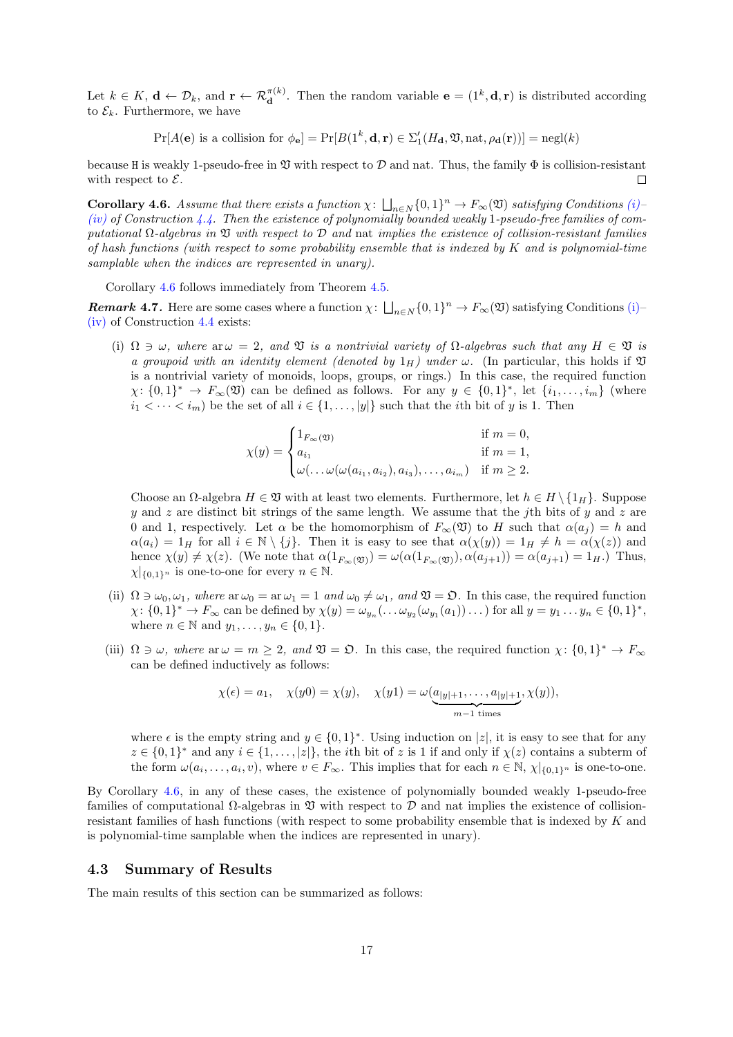Let $k \in K$, $\mathbf{d} \leftarrow \mathcal{D}_k$, and $\mathbf{r} \leftarrow \mathcal{R}_{\mathbf{d}}^{\pi(k)}$. Then the random variable $\mathbf{e} = (1^k, \mathbf{d}, \mathbf{r})$ is distributed according to $\mathcal{E}_k$. Furthermore, we have

$$\Pr[A(\mathbf{e}) \text{ is a collision for } \phi_{\mathbf{e}}] = \Pr[B(1^k, \mathbf{d}, \mathbf{r}) \in \Sigma_1'(H_{\mathbf{d}}, \mathfrak{V}, \mathrm{nat}, \rho_{\mathbf{d}}(\mathbf{r}))] = \mathrm{negl}(k)$$

because H is weakly 1-pseudo-free in $\mathfrak{V}$ with respect to $\mathcal{D}$ and nat. Thus, the family $\Phi$ is collision-resistant with respect to $\mathcal{E}$. ∎

**Corollary 4.6.** *Assume that there exists a function $\chi\colon \bigsqcup_{n\in N}\{0,1\}^n \to F_\infty(\mathfrak{V})$ satisfying Conditions (i)–(iv) of Construction 4.4. Then the existence of polynomially bounded weakly 1-pseudo-free families of computational $\Omega$-algebras in $\mathfrak{V}$ with respect to $\mathcal{D}$ and* nat *implies the existence of collision-resistant families of hash functions (with respect to some probability ensemble that is indexed by $K$ and is polynomial-time samplable when the indices are represented in unary).*

Corollary 4.6 follows immediately from Theorem 4.5.

***Remark* 4.7.** Here are some cases where a function $\chi\colon \bigsqcup_{n\in N}\{0,1\}^n \to F_\infty(\mathfrak{V})$ satisfying Conditions (i)–(iv) of Construction 4.4 exists:

(i) *$\Omega \ni \omega$, where $\operatorname{ar}\omega = 2$, and $\mathfrak{V}$ is a nontrivial variety of $\Omega$-algebras such that any $H \in \mathfrak{V}$ is a groupoid with an identity element (denoted by $1_H$) under $\omega$.* (In particular, this holds if $\mathfrak{V}$ is a nontrivial variety of monoids, loops, groups, or rings.) In this case, the required function $\chi\colon \{0,1\}^* \to F_\infty(\mathfrak{V})$ can be defined as follows. For any $y \in \{0,1\}^*$, let $\{i_1,\dots,i_m\}$ (where $i_1 < \dots < i_m$) be the set of all $i \in \{1,\dots,|y|\}$ such that the $i$th bit of $y$ is 1. Then

$$\chi(y) = \begin{cases} 1_{F_\infty(\mathfrak{V})} & \text{if } m = 0,\\ a_{i_1} & \text{if } m = 1,\\ \omega(\dots\omega(\omega(a_{i_1}, a_{i_2}), a_{i_3}),\dots,a_{i_m}) & \text{if } m \ge 2.\end{cases}$$

Choose an $\Omega$-algebra $H \in \mathfrak{V}$ with at least two elements. Furthermore, let $h \in H\setminus\{1_H\}$. Suppose $y$ and $z$ are distinct bit strings of the same length. We assume that the $j$th bits of $y$ and $z$ are 0 and 1, respectively. Let $\alpha$ be the homomorphism of $F_\infty(\mathfrak{V})$ to $H$ such that $\alpha(a_j) = h$ and $\alpha(a_i) = 1_H$ for all $i \in \mathbb{N}\setminus\{j\}$. Then it is easy to see that $\alpha(\chi(y)) = 1_H \ne h = \alpha(\chi(z))$ and hence $\chi(y) \ne \chi(z)$. (We note that $\alpha(1_{F_\infty(\mathfrak{V})}) = \omega(\alpha(1_{F_\infty(\mathfrak{V})}), \alpha(a_{j+1})) = \alpha(a_{j+1}) = 1_H$.) Thus, $\chi|_{\{0,1\}^n}$ is one-to-one for every $n \in \mathbb{N}$.

(ii) *$\Omega \ni \omega_0, \omega_1$, where $\operatorname{ar}\omega_0 = \operatorname{ar}\omega_1 = 1$ and $\omega_0 \ne \omega_1$, and $\mathfrak{V} = \mathfrak{O}$.* In this case, the required function $\chi\colon \{0,1\}^* \to F_\infty$ can be defined by $\chi(y) = \omega_{y_n}(\dots\omega_{y_2}(\omega_{y_1}(a_1))\dots)$ for all $y = y_1\dots y_n \in \{0,1\}^*$, where $n \in \mathbb{N}$ and $y_1,\dots,y_n \in \{0,1\}$.

(iii) *$\Omega \ni \omega$, where $\operatorname{ar}\omega = m \ge 2$, and $\mathfrak{V} = \mathfrak{O}$.* In this case, the required function $\chi\colon \{0,1\}^* \to F_\infty$ can be defined inductively as follows:

$$\chi(\epsilon) = a_1, \quad \chi(y0) = \chi(y), \quad \chi(y1) = \omega(\underbrace{a_{|y|+1},\dots,a_{|y|+1}}_{m-1 \text{ times}}, \chi(y)),$$

where $\epsilon$ is the empty string and $y \in \{0,1\}^*$. Using induction on $|z|$, it is easy to see that for any $z \in \{0,1\}^*$ and any $i \in \{1,\dots,|z|\}$, the $i$th bit of $z$ is 1 if and only if $\chi(z)$ contains a subterm of the form $\omega(a_i,\dots,a_i,v)$, where $v \in F_\infty$. This implies that for each $n \in \mathbb{N}$, $\chi|_{\{0,1\}^n}$ is one-to-one.

By Corollary 4.6, in any of these cases, the existence of polynomially bounded weakly 1-pseudo-free families of computational $\Omega$-algebras in $\mathfrak{V}$ with respect to $\mathcal{D}$ and nat implies the existence of collision-resistant families of hash functions (with respect to some probability ensemble that is indexed by $K$ and is polynomial-time samplable when the indices are represented in unary).

### 4.3 Summary of Results

The main results of this section can be summarized as follows: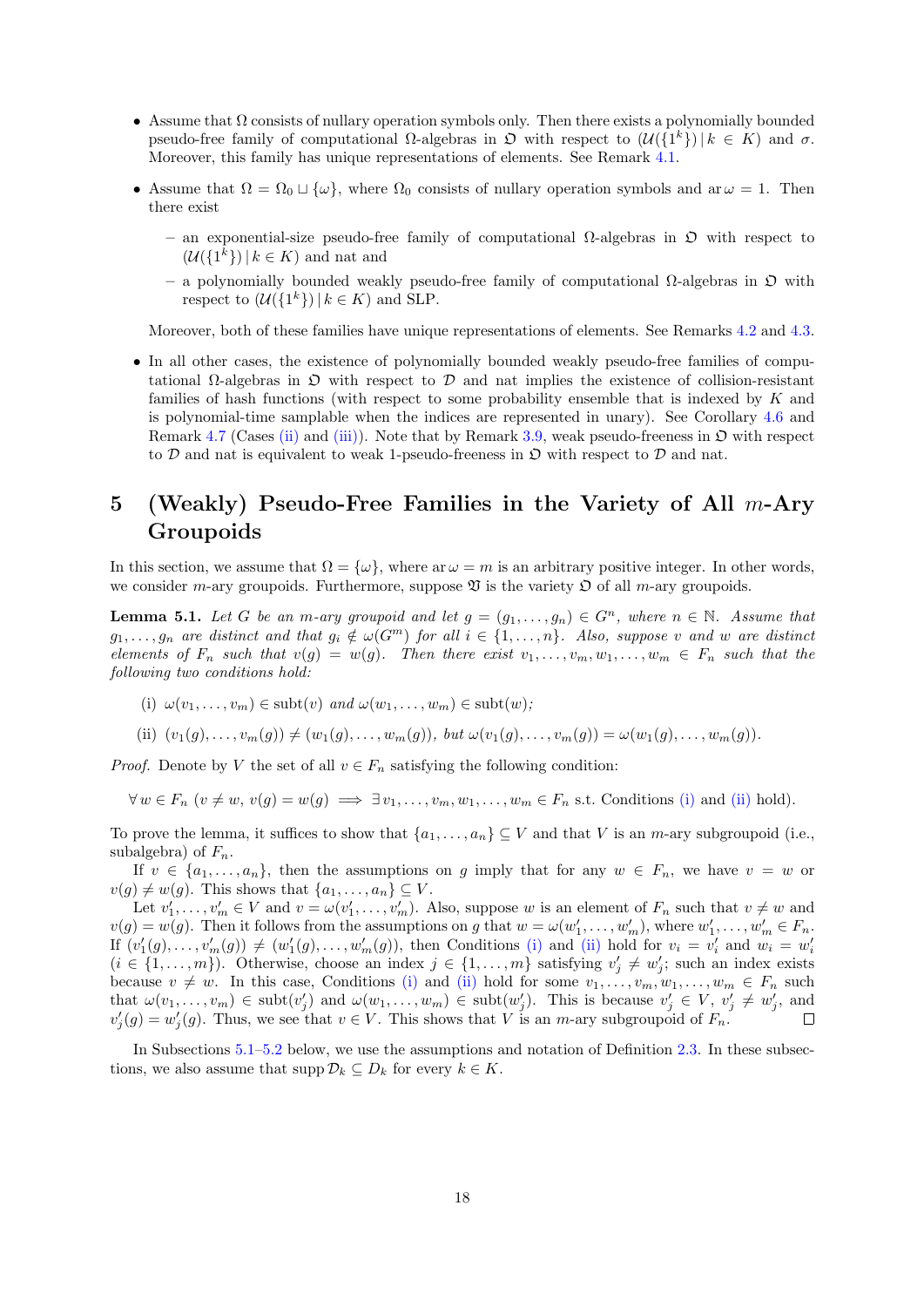- Assume that $\Omega$ consists of nullary operation symbols only. Then there exists a polynomially bounded pseudo-free family of computational $\Omega$-algebras in $\mathfrak{O}$ with respect to $(\mathcal{U}(\{1^k\}) \mid k \in K)$ and $\sigma$. Moreover, this family has unique representations of elements. See Remark 4.1.

- Assume that $\Omega = \Omega_0 \sqcup \{\omega\}$, where $\Omega_0$ consists of nullary operation symbols and $\operatorname{ar} \omega = 1$. Then there exist

  - an exponential-size pseudo-free family of computational $\Omega$-algebras in $\mathfrak{O}$ with respect to $(\mathcal{U}(\{1^k\}) \mid k \in K)$ and nat and
  - a polynomially bounded weakly pseudo-free family of computational $\Omega$-algebras in $\mathfrak{O}$ with respect to $(\mathcal{U}(\{1^k\}) \mid k \in K)$ and SLP.

  Moreover, both of these families have unique representations of elements. See Remarks 4.2 and 4.3.

- In all other cases, the existence of polynomially bounded weakly pseudo-free families of computational $\Omega$-algebras in $\mathfrak{O}$ with respect to $\mathcal{D}$ and nat implies the existence of collision-resistant families of hash functions (with respect to some probability ensemble that is indexed by $K$ and is polynomial-time samplable when the indices are represented in unary). See Corollary 4.6 and Remark 4.7 (Cases (ii) and (iii)). Note that by Remark 3.9, weak pseudo-freeness in $\mathfrak{O}$ with respect to $\mathcal{D}$ and nat is equivalent to weak 1-pseudo-freeness in $\mathfrak{O}$ with respect to $\mathcal{D}$ and nat.

# 5 (Weakly) Pseudo-Free Families in the Variety of All $m$-Ary Groupoids

In this section, we assume that $\Omega = \{\omega\}$, where $\operatorname{ar} \omega = m$ is an arbitrary positive integer. In other words, we consider $m$-ary groupoids. Furthermore, suppose $\mathfrak{V}$ is the variety $\mathfrak{O}$ of all $m$-ary groupoids.

**Lemma 5.1.** *Let $G$ be an $m$-ary groupoid and let $g = (g_1, \dots, g_n) \in G^n$, where $n \in \mathbb{N}$. Assume that $g_1, \dots, g_n$ are distinct and that $g_i \notin \omega(G^m)$ for all $i \in \{1, \dots, n\}$. Also, suppose $v$ and $w$ are distinct elements of $F_n$ such that $v(g) = w(g)$. Then there exist $v_1, \dots, v_m, w_1, \dots, w_m \in F_n$ such that the following two conditions hold:*

(i) *$\omega(v_1, \dots, v_m) \in \operatorname{subt}(v)$ and $\omega(w_1, \dots, w_m) \in \operatorname{subt}(w)$;*

(ii) *$(v_1(g), \dots, v_m(g)) \neq (w_1(g), \dots, w_m(g))$, but $\omega(v_1(g), \dots, v_m(g)) = \omega(w_1(g), \dots, w_m(g))$.*

*Proof.* Denote by $V$ the set of all $v \in F_n$ satisfying the following condition:

$$\forall\, w \in F_n \ (v \neq w,\ v(g) = w(g) \implies \exists\, v_1, \dots, v_m, w_1, \dots, w_m \in F_n \text{ s.t. Conditions (i) and (ii) hold}).$$

To prove the lemma, it suffices to show that $\{a_1, \dots, a_n\} \subseteq V$ and that $V$ is an $m$-ary subgroupoid (i.e., subalgebra) of $F_n$.

If $v \in \{a_1, \dots, a_n\}$, then the assumptions on $g$ imply that for any $w \in F_n$, we have $v = w$ or $v(g) \neq w(g)$. This shows that $\{a_1, \dots, a_n\} \subseteq V$.

Let $v'_1, \dots, v'_m \in V$ and $v = \omega(v'_1, \dots, v'_m)$. Also, suppose $w$ is an element of $F_n$ such that $v \neq w$ and $v(g) = w(g)$. Then it follows from the assumptions on $g$ that $w = \omega(w'_1, \dots, w'_m)$, where $w'_1, \dots, w'_m \in F_n$. If $(v'_1(g), \dots, v'_m(g)) \neq (w'_1(g), \dots, w'_m(g))$, then Conditions (i) and (ii) hold for $v_i = v'_i$ and $w_i = w'_i$ ($i \in \{1, \dots, m\}$). Otherwise, choose an index $j \in \{1, \dots, m\}$ satisfying $v'_j \neq w'_j$; such an index exists because $v \neq w$. In this case, Conditions (i) and (ii) hold for some $v_1, \dots, v_m, w_1, \dots, w_m \in F_n$ such that $\omega(v_1, \dots, v_m) \in \operatorname{subt}(v'_j)$ and $\omega(w_1, \dots, w_m) \in \operatorname{subt}(w'_j)$. This is because $v'_j \in V$, $v'_j \neq w'_j$, and $v'_j(g) = w'_j(g)$. Thus, we see that $v \in V$. This shows that $V$ is an $m$-ary subgroupoid of $F_n$. ◻

In Subsections 5.1–5.2 below, we use the assumptions and notation of Definition 2.3. In these subsections, we also assume that $\operatorname{supp} \mathcal{D}_k \subseteq D_k$ for every $k \in K$.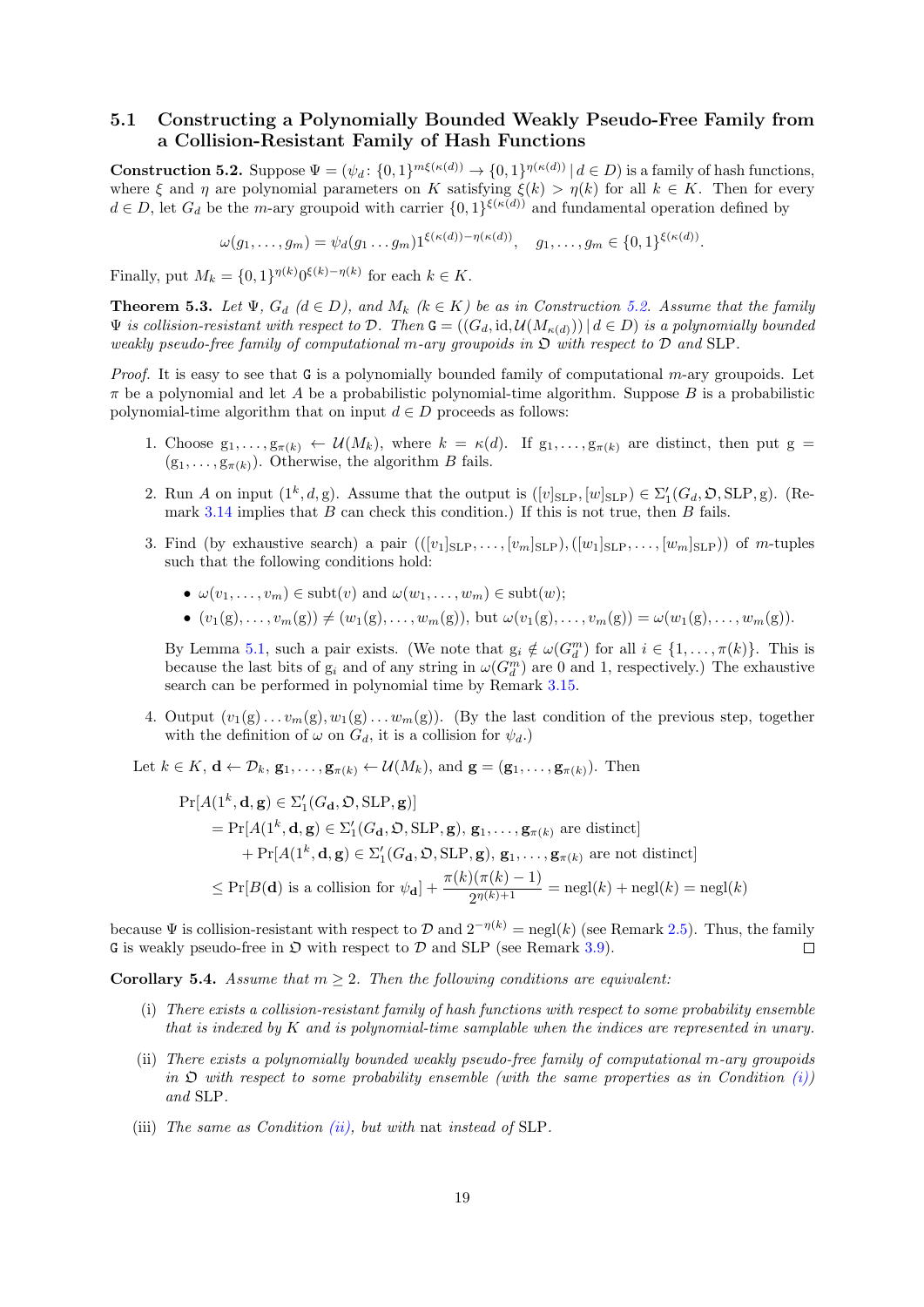### 5.1 Constructing a Polynomially Bounded Weakly Pseudo-Free Family from a Collision-Resistant Family of Hash Functions

**Construction 5.2.** Suppose $\Psi = (\psi_d \colon \{0,1\}^{m\xi(\kappa(d))} \to \{0,1\}^{\eta(\kappa(d))} \mid d \in D)$ is a family of hash functions, where $\xi$ and $\eta$ are polynomial parameters on $K$ satisfying $\xi(k) > \eta(k)$ for all $k \in K$. Then for every $d \in D$, let $G_d$ be the $m$-ary groupoid with carrier $\{0,1\}^{\xi(\kappa(d))}$ and fundamental operation defined by

$$\omega(g_1, \dots, g_m) = \psi_d(g_1 \dots g_m)1^{\xi(\kappa(d))-\eta(\kappa(d))}, \quad g_1, \dots, g_m \in \{0,1\}^{\xi(\kappa(d))}.$$

Finally, put $M_k = \{0,1\}^{\eta(k)}0^{\xi(k)-\eta(k)}$ for each $k \in K$.

**Theorem 5.3.** *Let $\Psi$, $G_d$ ($d \in D$), and $M_k$ ($k \in K$) be as in Construction 5.2. Assume that the family $\Psi$ is collision-resistant with respect to $\mathcal{D}$. Then $\mathtt{G} = ((G_d, \mathrm{id}, \mathcal{U}(M_{\kappa(d)})) \mid d \in D)$ is a polynomially bounded weakly pseudo-free family of computational $m$-ary groupoids in $\mathfrak{O}$ with respect to $\mathcal{D}$ and* SLP.

*Proof.* It is easy to see that $\mathtt{G}$ is a polynomially bounded family of computational $m$-ary groupoids. Let $\pi$ be a polynomial and let $A$ be a probabilistic polynomial-time algorithm. Suppose $B$ is a probabilistic polynomial-time algorithm that on input $d \in D$ proceeds as follows:

1. Choose $\mathrm{g}_1, \dots, \mathrm{g}_{\pi(k)} \leftarrow \mathcal{U}(M_k)$, where $k = \kappa(d)$. If $\mathrm{g}_1, \dots, \mathrm{g}_{\pi(k)}$ are distinct, then put $\mathrm{g} = (\mathrm{g}_1, \dots, \mathrm{g}_{\pi(k)})$. Otherwise, the algorithm $B$ fails.
2. Run $A$ on input $(1^k, d, \mathrm{g})$. Assume that the output is $([v]_{\mathrm{SLP}}, [w]_{\mathrm{SLP}}) \in \Sigma'_1(G_d, \mathfrak{O}, \mathrm{SLP}, \mathrm{g})$. (Remark 3.14 implies that $B$ can check this condition.) If this is not true, then $B$ fails.
3. Find (by exhaustive search) a pair $(([v_1]_{\mathrm{SLP}}, \dots, [v_m]_{\mathrm{SLP}}), ([w_1]_{\mathrm{SLP}}, \dots, [w_m]_{\mathrm{SLP}}))$ of $m$-tuples such that the following conditions hold:
   - $\omega(v_1, \dots, v_m) \in \mathrm{subt}(v)$ and $\omega(w_1, \dots, w_m) \in \mathrm{subt}(w)$;
   - $(v_1(\mathrm{g}), \dots, v_m(\mathrm{g})) \neq (w_1(\mathrm{g}), \dots, w_m(\mathrm{g}))$, but $\omega(v_1(\mathrm{g}), \dots, v_m(\mathrm{g})) = \omega(w_1(\mathrm{g}), \dots, w_m(\mathrm{g}))$.

   By Lemma 5.1, such a pair exists. (We note that $\mathrm{g}_i \notin \omega(G_d^m)$ for all $i \in \{1, \dots, \pi(k)\}$. This is because the last bits of $\mathrm{g}_i$ and of any string in $\omega(G_d^m)$ are 0 and 1, respectively.) The exhaustive search can be performed in polynomial time by Remark 3.15.
4. Output $(v_1(\mathrm{g}) \dots v_m(\mathrm{g}), w_1(\mathrm{g}) \dots w_m(\mathrm{g}))$. (By the last condition of the previous step, together with the definition of $\omega$ on $G_d$, it is a collision for $\psi_d$.)

Let $k \in K$, $\mathbf{d} \leftarrow \mathcal{D}_k$, $\mathbf{g}_1, \dots, \mathbf{g}_{\pi(k)} \leftarrow \mathcal{U}(M_k)$, and $\mathbf{g} = (\mathbf{g}_1, \dots, \mathbf{g}_{\pi(k)})$. Then

$$\begin{aligned}
&\Pr[A(1^k, \mathbf{d}, \mathbf{g}) \in \Sigma'_1(G_{\mathbf{d}}, \mathfrak{O}, \mathrm{SLP}, \mathbf{g})] \\
&\quad = \Pr[A(1^k, \mathbf{d}, \mathbf{g}) \in \Sigma'_1(G_{\mathbf{d}}, \mathfrak{O}, \mathrm{SLP}, \mathbf{g}),\ \mathbf{g}_1, \dots, \mathbf{g}_{\pi(k)} \text{ are distinct}] \\
&\quad\quad + \Pr[A(1^k, \mathbf{d}, \mathbf{g}) \in \Sigma'_1(G_{\mathbf{d}}, \mathfrak{O}, \mathrm{SLP}, \mathbf{g}),\ \mathbf{g}_1, \dots, \mathbf{g}_{\pi(k)} \text{ are not distinct}] \\
&\quad \le \Pr[B(\mathbf{d}) \text{ is a collision for } \psi_{\mathbf{d}}] + \frac{\pi(k)(\pi(k)-1)}{2^{\eta(k)+1}} = \mathrm{negl}(k) + \mathrm{negl}(k) = \mathrm{negl}(k)
\end{aligned}$$

because $\Psi$ is collision-resistant with respect to $\mathcal{D}$ and $2^{-\eta(k)} = \mathrm{negl}(k)$ (see Remark 2.5). Thus, the family $\mathtt{G}$ is weakly pseudo-free in $\mathfrak{O}$ with respect to $\mathcal{D}$ and SLP (see Remark 3.9). $\square$

**Corollary 5.4.** *Assume that $m \ge 2$. Then the following conditions are equivalent:*

(i) *There exists a collision-resistant family of hash functions with respect to some probability ensemble that is indexed by $K$ and is polynomial-time samplable when the indices are represented in unary.*

(ii) *There exists a polynomially bounded weakly pseudo-free family of computational $m$-ary groupoids in $\mathfrak{O}$ with respect to some probability ensemble (with the same properties as in Condition (i)) and* SLP.

(iii) *The same as Condition (ii), but with* nat *instead of* SLP.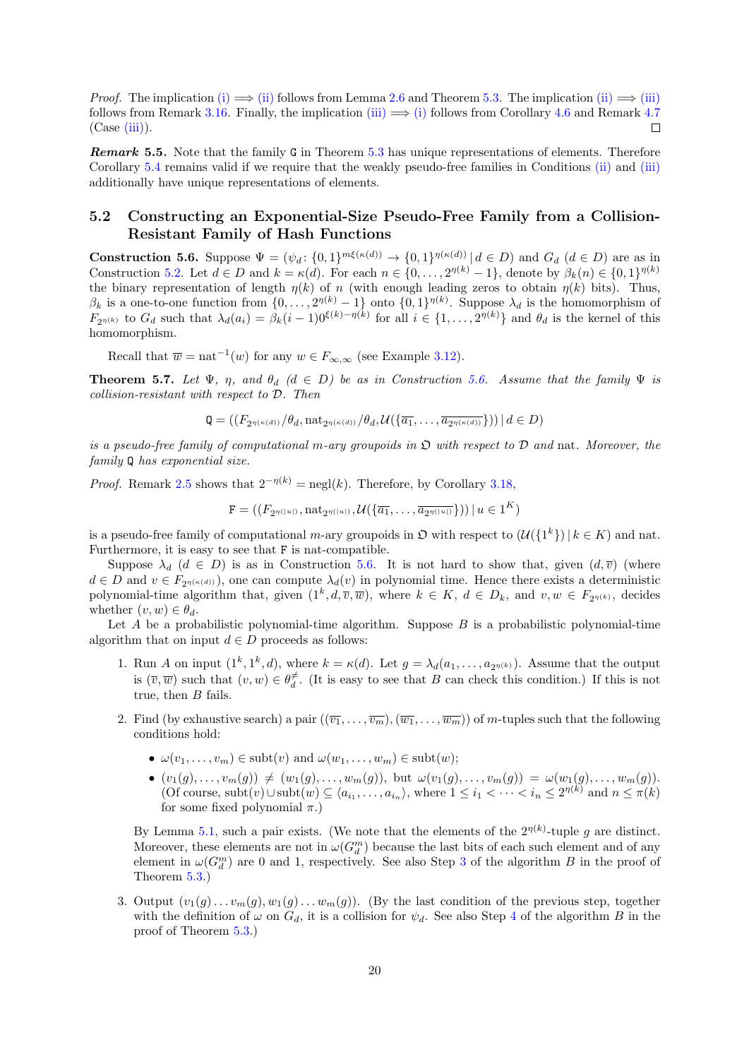*Proof.* The implication (i) $\Longrightarrow$ (ii) follows from Lemma 2.6 and Theorem 5.3. The implication (ii) $\Longrightarrow$ (iii) follows from Remark 3.16. Finally, the implication (iii) $\Longrightarrow$ (i) follows from Corollary 4.6 and Remark 4.7 (Case (iii)). ☐

***Remark* 5.5.** Note that the family $\mathtt{G}$ in Theorem 5.3 has unique representations of elements. Therefore Corollary 5.4 remains valid if we require that the weakly pseudo-free families in Conditions (ii) and (iii) additionally have unique representations of elements.

## 5.2 Constructing an Exponential-Size Pseudo-Free Family from a Collision-Resistant Family of Hash Functions

**Construction 5.6.** Suppose $\Psi = (\psi_d\colon \{0,1\}^{m\xi(\kappa(d))} \to \{0,1\}^{\eta(\kappa(d))} \,|\, d \in D)$ and $G_d$ ($d \in D$) are as in Construction 5.2. Let $d \in D$ and $k = \kappa(d)$. For each $n \in \{0, \dots, 2^{\eta(k)} - 1\}$, denote by $\beta_k(n) \in \{0,1\}^{\eta(k)}$ the binary representation of length $\eta(k)$ of $n$ (with enough leading zeros to obtain $\eta(k)$ bits). Thus, $\beta_k$ is a one-to-one function from $\{0, \dots, 2^{\eta(k)} - 1\}$ onto $\{0,1\}^{\eta(k)}$. Suppose $\lambda_d$ is the homomorphism of $F_{2^{\eta(k)}}$ to $G_d$ such that $\lambda_d(a_i) = \beta_k(i-1)0^{\xi(k)-\eta(k)}$ for all $i \in \{1, \dots, 2^{\eta(k)}\}$ and $\theta_d$ is the kernel of this homomorphism.

Recall that $\overline{w} = \mathrm{nat}^{-1}(w)$ for any $w \in F_{\infty,\infty}$ (see Example 3.12).

**Theorem 5.7.** *Let $\Psi$, $\eta$, and $\theta_d$ ($d \in D$) be as in Construction 5.6. Assume that the family $\Psi$ is collision-resistant with respect to $\mathcal{D}$. Then*

$$\mathtt{Q} = ((F_{2^{\eta(\kappa(d))}}/\theta_d, \mathrm{nat}_{2^{\eta(\kappa(d))}}/\theta_d, \mathcal{U}(\{\overline{a_1}, \dots, \overline{a_{2^{\eta(\kappa(d))}}}\})) \,|\, d \in D)$$

*is a pseudo-free family of computational $m$-ary groupoids in $\mathfrak{O}$ with respect to $\mathcal{D}$ and nat. Moreover, the family $\mathtt{Q}$ has exponential size.*

*Proof.* Remark 2.5 shows that $2^{-\eta(k)} = \mathrm{negl}(k)$. Therefore, by Corollary 3.18,

$$\mathtt{F} = ((F_{2^{\eta(|u|)}}, \mathrm{nat}_{2^{\eta(|u|)}}, \mathcal{U}(\{\overline{a_1}, \dots, \overline{a_{2^{\eta(|u|)}}}\})) \,|\, u \in 1^K)$$

is a pseudo-free family of computational $m$-ary groupoids in $\mathfrak{O}$ with respect to $(\mathcal{U}(\{1^k\}) \,|\, k \in K)$ and nat. Furthermore, it is easy to see that $\mathtt{F}$ is nat-compatible.

Suppose $\lambda_d$ ($d \in D$) is as in Construction 5.6. It is not hard to show that, given $(d, \overline{v})$ (where $d \in D$ and $v \in F_{2^{\eta(\kappa(d))}}$), one can compute $\lambda_d(v)$ in polynomial time. Hence there exists a deterministic polynomial-time algorithm that, given $(1^k, d, \overline{v}, \overline{w})$, where $k \in K$, $d \in D_k$, and $v, w \in F_{2^{\eta(k)}}$, decides whether $(v, w) \in \theta_d$.

Let $A$ be a probabilistic polynomial-time algorithm. Suppose $B$ is a probabilistic polynomial-time algorithm that on input $d \in D$ proceeds as follows:

1. Run $A$ on input $(1^k, 1^k, d)$, where $k = \kappa(d)$. Let $g = \lambda_d(a_1, \dots, a_{2^{\eta(k)}})$. Assume that the output is $(\overline{v}, \overline{w})$ such that $(v, w) \in \theta_d^{\neq}$. (It is easy to see that $B$ can check this condition.) If this is not true, then $B$ fails.
2. Find (by exhaustive search) a pair $((\overline{v_1}, \dots, \overline{v_m}), (\overline{w_1}, \dots, \overline{w_m}))$ of $m$-tuples such that the following conditions hold:
   - $\omega(v_1, \dots, v_m) \in \mathrm{subt}(v)$ and $\omega(w_1, \dots, w_m) \in \mathrm{subt}(w)$;
   - $(v_1(g), \dots, v_m(g)) \neq (w_1(g), \dots, w_m(g))$, but $\omega(v_1(g), \dots, v_m(g)) = \omega(w_1(g), \dots, w_m(g))$. (Of course, $\mathrm{subt}(v) \cup \mathrm{subt}(w) \subseteq \langle a_{i_1}, \dots, a_{i_n}\rangle$, where $1 \le i_1 < \dots < i_n \le 2^{\eta(k)}$ and $n \le \pi(k)$ for some fixed polynomial $\pi$.)

   By Lemma 5.1, such a pair exists. (We note that the elements of the $2^{\eta(k)}$-tuple $g$ are distinct. Moreover, these elements are not in $\omega(G_d^m)$ because the last bits of each such element and of any element in $\omega(G_d^m)$ are 0 and 1, respectively. See also Step 3 of the algorithm $B$ in the proof of Theorem 5.3.)
3. Output $(v_1(g) \dots v_m(g), w_1(g) \dots w_m(g))$. (By the last condition of the previous step, together with the definition of $\omega$ on $G_d$, it is a collision for $\psi_d$. See also Step 4 of the algorithm $B$ in the proof of Theorem 5.3.)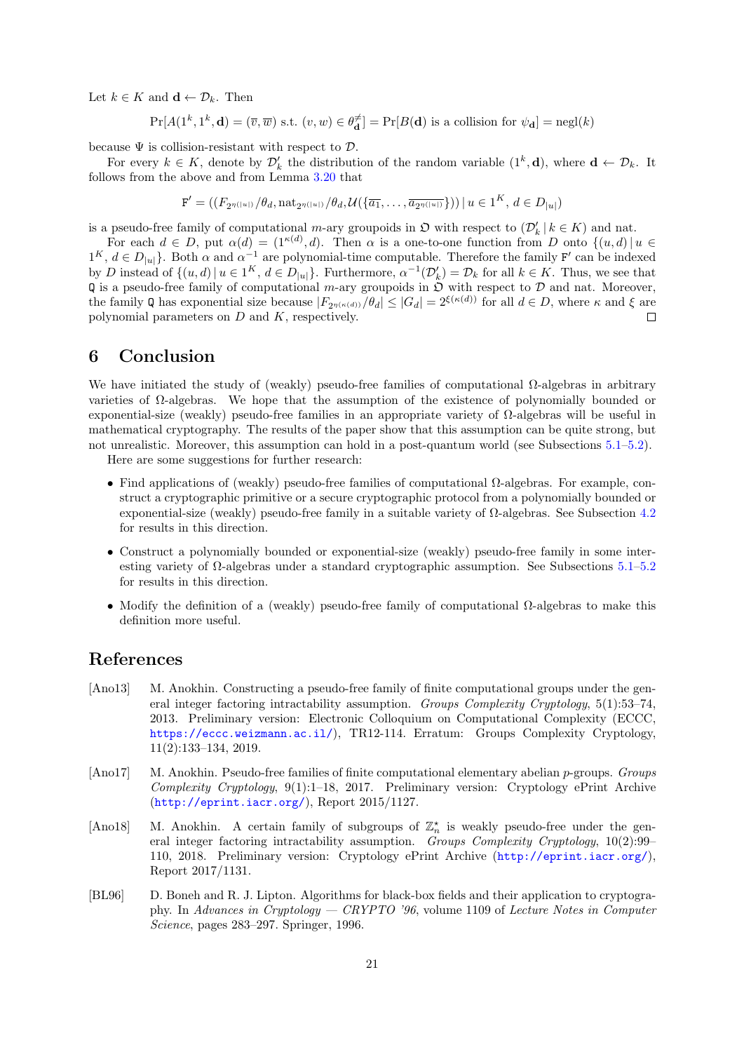Let $k \in K$ and $\mathbf{d} \leftarrow \mathcal{D}_k$. Then

$$\Pr[A(1^k, 1^k, \mathbf{d}) = (\overline{v}, \overline{w}) \text{ s.t. } (v, w) \in \theta_{\mathbf{d}}^{\neq}] = \Pr[B(\mathbf{d}) \text{ is a collision for } \psi_{\mathbf{d}}] = \text{negl}(k)$$

because $\Psi$ is collision-resistant with respect to $\mathcal{D}$.

For every $k \in K$, denote by $\mathcal{D}'_k$ the distribution of the random variable $(1^k, \mathbf{d})$, where $\mathbf{d} \leftarrow \mathcal{D}_k$. It follows from the above and from Lemma 3.20 that

$$\mathtt{F}' = ((F_{2^{\eta(|u|)}}/\theta_d, \text{nat}_{2^{\eta(|u|)}}/\theta_d, \mathcal{U}(\{\overline{a_1}, \ldots, \overline{a_{2^{\eta(|u|)}}}\})) \,|\, u \in 1^K,\, d \in D_{|u|})$$

is a pseudo-free family of computational $m$-ary groupoids in $\mathfrak{O}$ with respect to $(\mathcal{D}'_k \,|\, k \in K)$ and nat.

For each $d \in D$, put $\alpha(d) = (1^{\kappa(d)}, d)$. Then $\alpha$ is a one-to-one function from $D$ onto $\{(u, d) \,|\, u \in 1^K,\, d \in D_{|u|}\}$. Both $\alpha$ and $\alpha^{-1}$ are polynomial-time computable. Therefore the family $\mathtt{F}'$ can be indexed by $D$ instead of $\{(u, d) \,|\, u \in 1^K,\, d \in D_{|u|}\}$. Furthermore, $\alpha^{-1}(\mathcal{D}'_k) = \mathcal{D}_k$ for all $k \in K$. Thus, we see that $\mathtt{Q}$ is a pseudo-free family of computational $m$-ary groupoids in $\mathfrak{O}$ with respect to $\mathcal{D}$ and nat. Moreover, the family $\mathtt{Q}$ has exponential size because $|F_{2^{\eta(\kappa(d))}}/\theta_d| \le |G_d| = 2^{\xi(\kappa(d))}$ for all $d \in D$, where $\kappa$ and $\xi$ are polynomial parameters on $D$ and $K$, respectively. □

# 6 Conclusion

We have initiated the study of (weakly) pseudo-free families of computational $\Omega$-algebras in arbitrary varieties of $\Omega$-algebras. We hope that the assumption of the existence of polynomially bounded or exponential-size (weakly) pseudo-free families in an appropriate variety of $\Omega$-algebras will be useful in mathematical cryptography. The results of the paper show that this assumption can be quite strong, but not unrealistic. Moreover, this assumption can hold in a post-quantum world (see Subsections 5.1–5.2).

Here are some suggestions for further research:

- Find applications of (weakly) pseudo-free families of computational $\Omega$-algebras. For example, construct a cryptographic primitive or a secure cryptographic protocol from a polynomially bounded or exponential-size (weakly) pseudo-free family in a suitable variety of $\Omega$-algebras. See Subsection 4.2 for results in this direction.
- Construct a polynomially bounded or exponential-size (weakly) pseudo-free family in some interesting variety of $\Omega$-algebras under a standard cryptographic assumption. See Subsections 5.1–5.2 for results in this direction.
- Modify the definition of a (weakly) pseudo-free family of computational $\Omega$-algebras to make this definition more useful.

# References

[Ano13] M. Anokhin. Constructing a pseudo-free family of finite computational groups under the general integer factoring intractability assumption. *Groups Complexity Cryptology*, 5(1):53–74, 2013. Preliminary version: Electronic Colloquium on Computational Complexity (ECCC, https://eccc.weizmann.ac.il/), TR12-114. Erratum: Groups Complexity Cryptology, 11(2):133–134, 2019.

[Ano17] M. Anokhin. Pseudo-free families of finite computational elementary abelian $p$-groups. *Groups Complexity Cryptology*, 9(1):1–18, 2017. Preliminary version: Cryptology ePrint Archive (http://eprint.iacr.org/), Report 2015/1127.

[Ano18] M. Anokhin. A certain family of subgroups of $\mathbb{Z}_n^\star$ is weakly pseudo-free under the general integer factoring intractability assumption. *Groups Complexity Cryptology*, 10(2):99–110, 2018. Preliminary version: Cryptology ePrint Archive (http://eprint.iacr.org/), Report 2017/1131.

[BL96] D. Boneh and R. J. Lipton. Algorithms for black-box fields and their application to cryptography. In *Advances in Cryptology — CRYPTO '96*, volume 1109 of *Lecture Notes in Computer Science*, pages 283–297. Springer, 1996.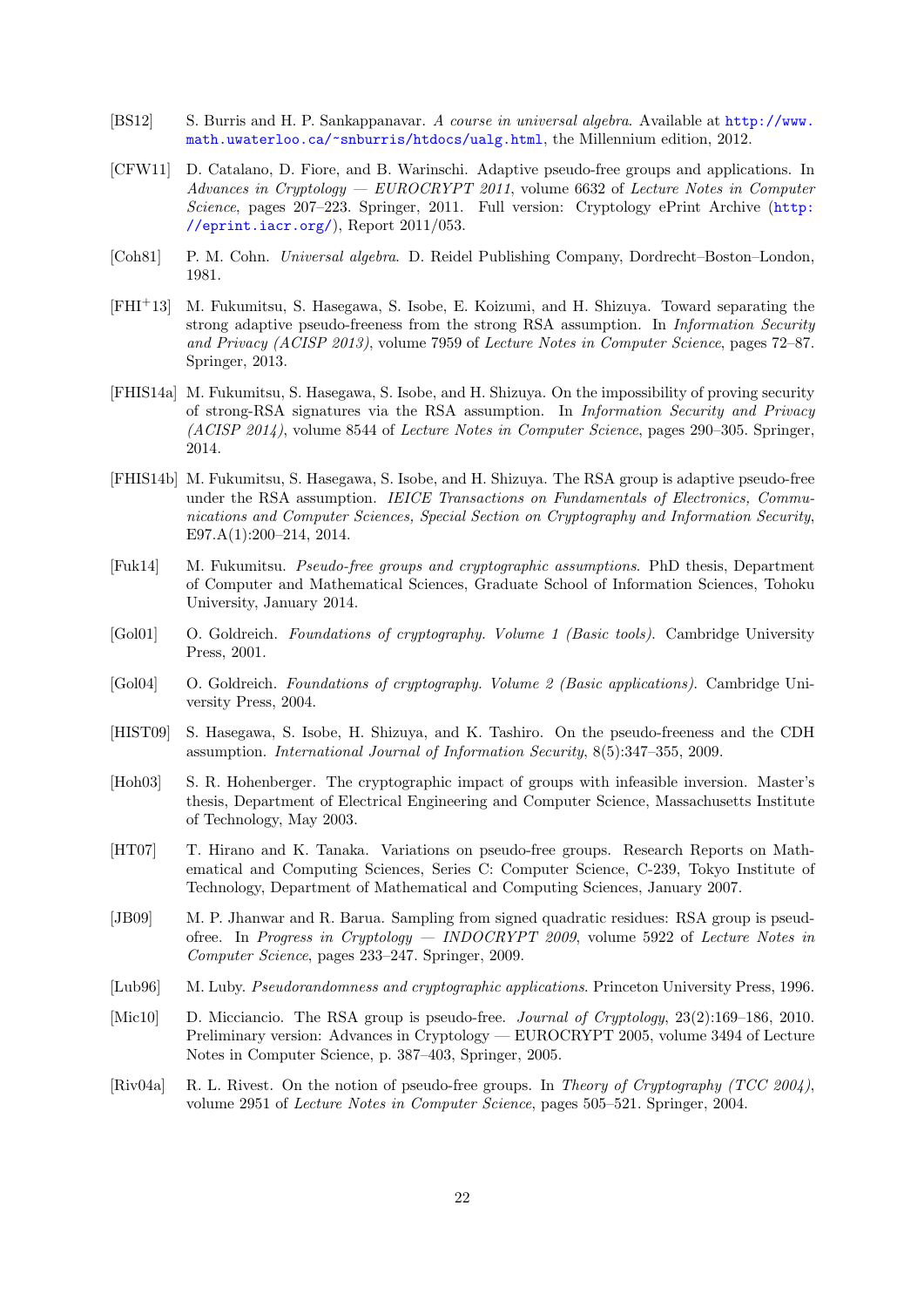[BS12] S. Burris and H. P. Sankappanavar. *A course in universal algebra*. Available at http://www.math.uwaterloo.ca/~snburris/htdocs/ualg.html, the Millennium edition, 2012.

[CFW11] D. Catalano, D. Fiore, and B. Warinschi. Adaptive pseudo-free groups and applications. In *Advances in Cryptology — EUROCRYPT 2011*, volume 6632 of *Lecture Notes in Computer Science*, pages 207–223. Springer, 2011. Full version: Cryptology ePrint Archive (http://eprint.iacr.org/), Report 2011/053.

[Coh81] P. M. Cohn. *Universal algebra*. D. Reidel Publishing Company, Dordrecht–Boston–London, 1981.

[FHI+13] M. Fukumitsu, S. Hasegawa, S. Isobe, E. Koizumi, and H. Shizuya. Toward separating the strong adaptive pseudo-freeness from the strong RSA assumption. In *Information Security and Privacy (ACISP 2013)*, volume 7959 of *Lecture Notes in Computer Science*, pages 72–87. Springer, 2013.

[FHIS14a] M. Fukumitsu, S. Hasegawa, S. Isobe, and H. Shizuya. On the impossibility of proving security of strong-RSA signatures via the RSA assumption. In *Information Security and Privacy (ACISP 2014)*, volume 8544 of *Lecture Notes in Computer Science*, pages 290–305. Springer, 2014.

[FHIS14b] M. Fukumitsu, S. Hasegawa, S. Isobe, and H. Shizuya. The RSA group is adaptive pseudo-free under the RSA assumption. *IEICE Transactions on Fundamentals of Electronics, Communications and Computer Sciences, Special Section on Cryptography and Information Security*, E97.A(1):200–214, 2014.

[Fuk14] M. Fukumitsu. *Pseudo-free groups and cryptographic assumptions*. PhD thesis, Department of Computer and Mathematical Sciences, Graduate School of Information Sciences, Tohoku University, January 2014.

[Gol01] O. Goldreich. *Foundations of cryptography. Volume 1 (Basic tools)*. Cambridge University Press, 2001.

[Gol04] O. Goldreich. *Foundations of cryptography. Volume 2 (Basic applications)*. Cambridge University Press, 2004.

[HIST09] S. Hasegawa, S. Isobe, H. Shizuya, and K. Tashiro. On the pseudo-freeness and the CDH assumption. *International Journal of Information Security*, 8(5):347–355, 2009.

[Hoh03] S. R. Hohenberger. The cryptographic impact of groups with infeasible inversion. Master's thesis, Department of Electrical Engineering and Computer Science, Massachusetts Institute of Technology, May 2003.

[HT07] T. Hirano and K. Tanaka. Variations on pseudo-free groups. Research Reports on Mathematical and Computing Sciences, Series C: Computer Science, C-239, Tokyo Institute of Technology, Department of Mathematical and Computing Sciences, January 2007.

[JB09] M. P. Jhanwar and R. Barua. Sampling from signed quadratic residues: RSA group is pseudofree. In *Progress in Cryptology — INDOCRYPT 2009*, volume 5922 of *Lecture Notes in Computer Science*, pages 233–247. Springer, 2009.

[Lub96] M. Luby. *Pseudorandomness and cryptographic applications*. Princeton University Press, 1996.

[Mic10] D. Micciancio. The RSA group is pseudo-free. *Journal of Cryptology*, 23(2):169–186, 2010. Preliminary version: Advances in Cryptology — EUROCRYPT 2005, volume 3494 of Lecture Notes in Computer Science, p. 387–403, Springer, 2005.

[Riv04a] R. L. Rivest. On the notion of pseudo-free groups. In *Theory of Cryptography (TCC 2004)*, volume 2951 of *Lecture Notes in Computer Science*, pages 505–521. Springer, 2004.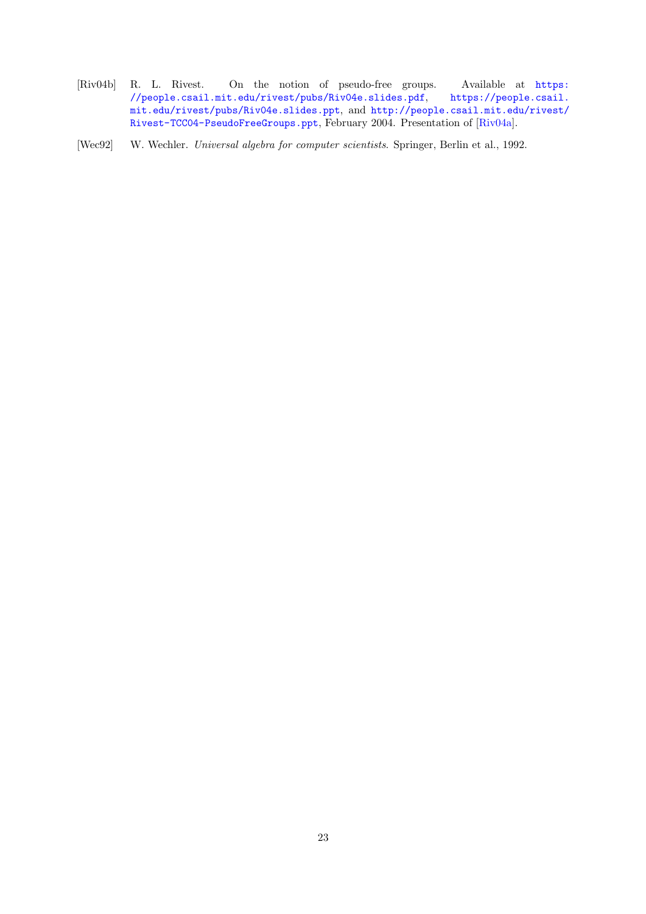[Riv04b] R. L. Rivest. On the notion of pseudo-free groups. Available at https://people.csail.mit.edu/rivest/pubs/Riv04e.slides.pdf, https://people.csail.mit.edu/rivest/pubs/Riv04e.slides.ppt, and http://people.csail.mit.edu/rivest/Rivest-TCC04-PseudoFreeGroups.ppt, February 2004. Presentation of [Riv04a].

[Wec92] W. Wechler. *Universal algebra for computer scientists*. Springer, Berlin et al., 1992.